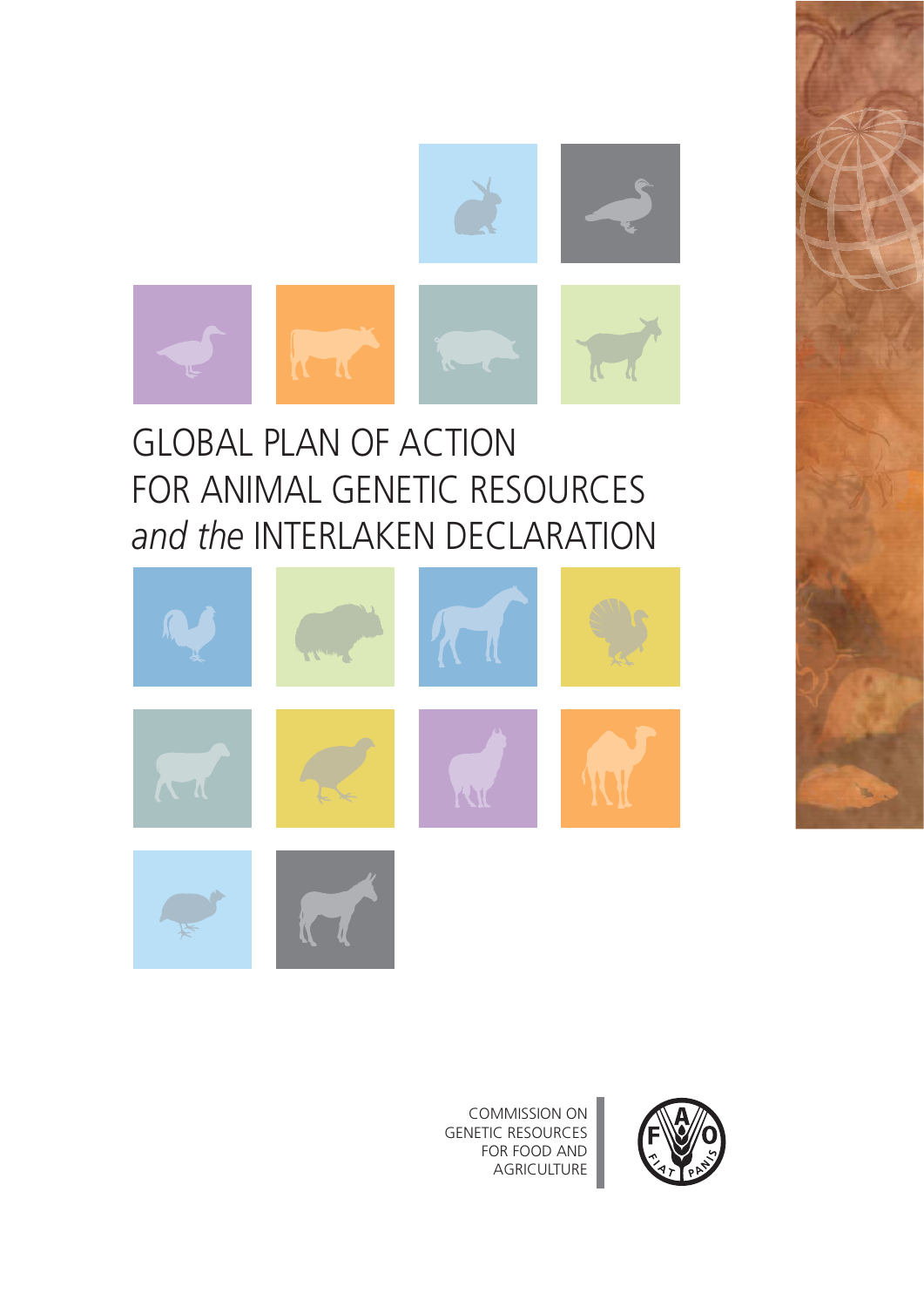# GLOBAL PLAN OF ACTION FOR ANIMAL GENETIC RESOURCES *and the* INTERLAKEN DECLARATION

COMMISSION ON GENETIC RESOURCES FOR FOOD AND AGRICULTURE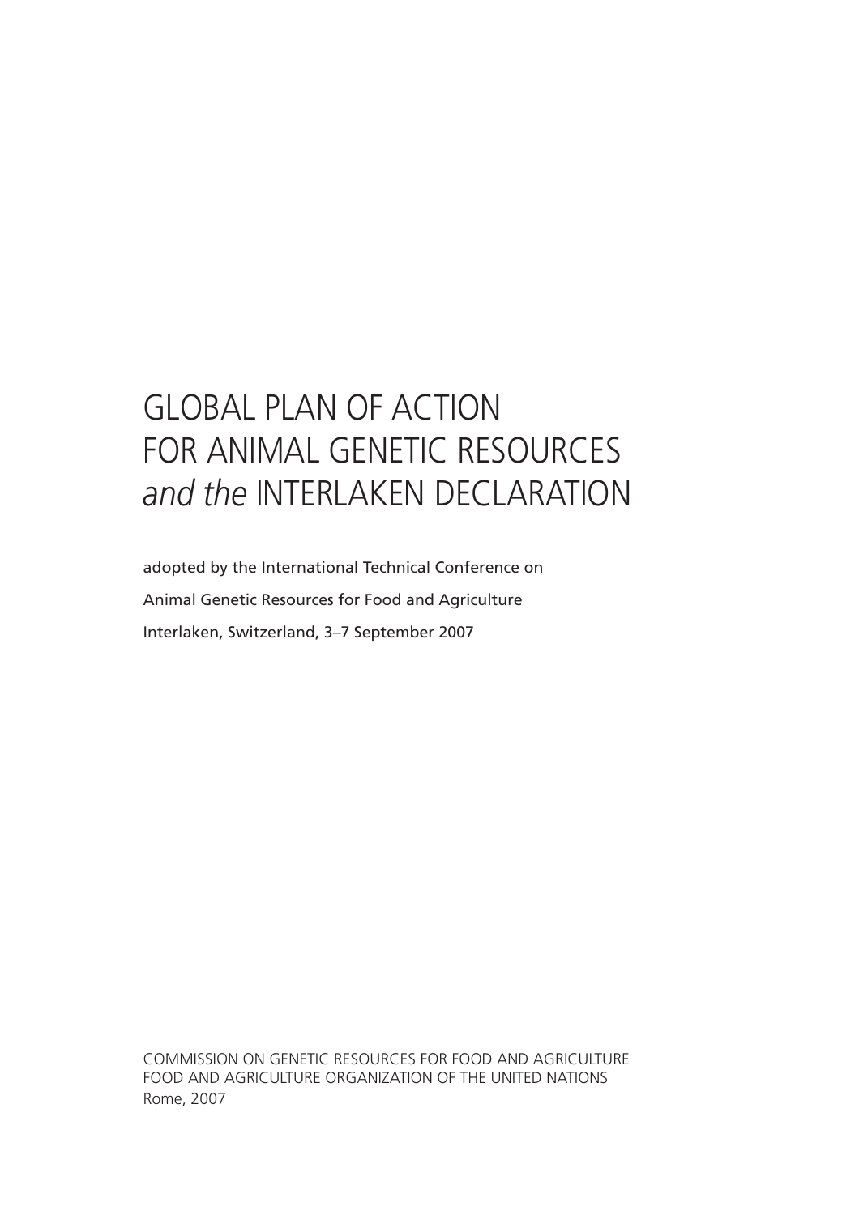# GLOBAL PLAN OF ACTION FOR ANIMAL GENETIC RESOURCES *and the* INTERLAKEN DECLARATION

---

adopted by the International Technical Conference on

Animal Genetic Resources for Food and Agriculture

Interlaken, Switzerland, 3–7 September 2007

COMMISSION ON GENETIC RESOURCES FOR FOOD AND AGRICULTURE
FOOD AND AGRICULTURE ORGANIZATION OF THE UNITED NATIONS
Rome, 2007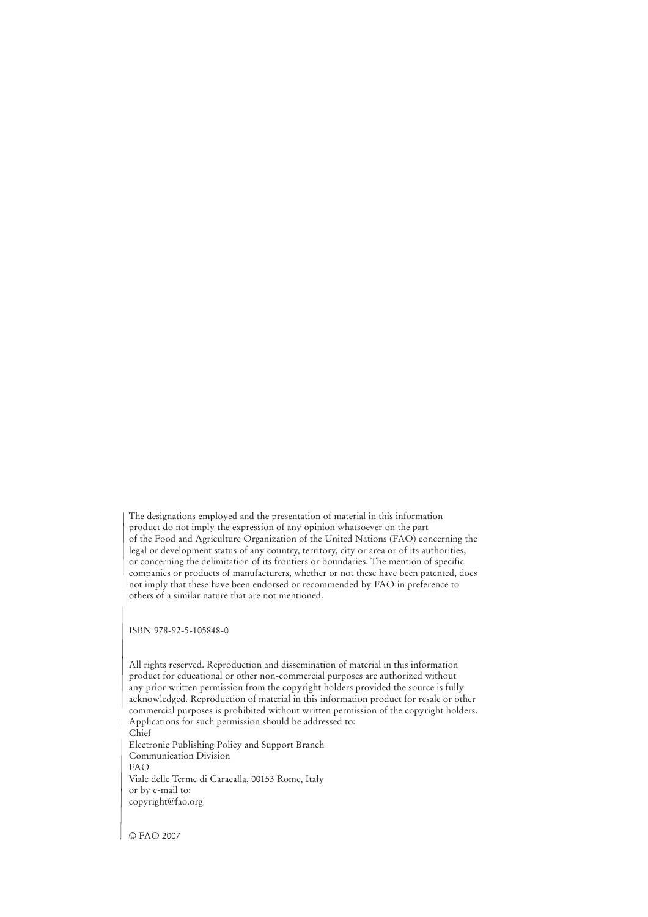The designations employed and the presentation of material in this information product do not imply the expression of any opinion whatsoever on the part of the Food and Agriculture Organization of the United Nations (FAO) concerning the legal or development status of any country, territory, city or area or of its authorities, or concerning the delimitation of its frontiers or boundaries. The mention of specific companies or products of manufacturers, whether or not these have been patented, does not imply that these have been endorsed or recommended by FAO in preference to others of a similar nature that are not mentioned.

ISBN 978-92-5-105848-0

All rights reserved. Reproduction and dissemination of material in this information product for educational or other non-commercial purposes are authorized without any prior written permission from the copyright holders provided the source is fully acknowledged. Reproduction of material in this information product for resale or other commercial purposes is prohibited without written permission of the copyright holders. Applications for such permission should be addressed to:
Chief
Electronic Publishing Policy and Support Branch
Communication Division
FAO
Viale delle Terme di Caracalla, 00153 Rome, Italy
or by e-mail to:
copyright@fao.org

© FAO 2007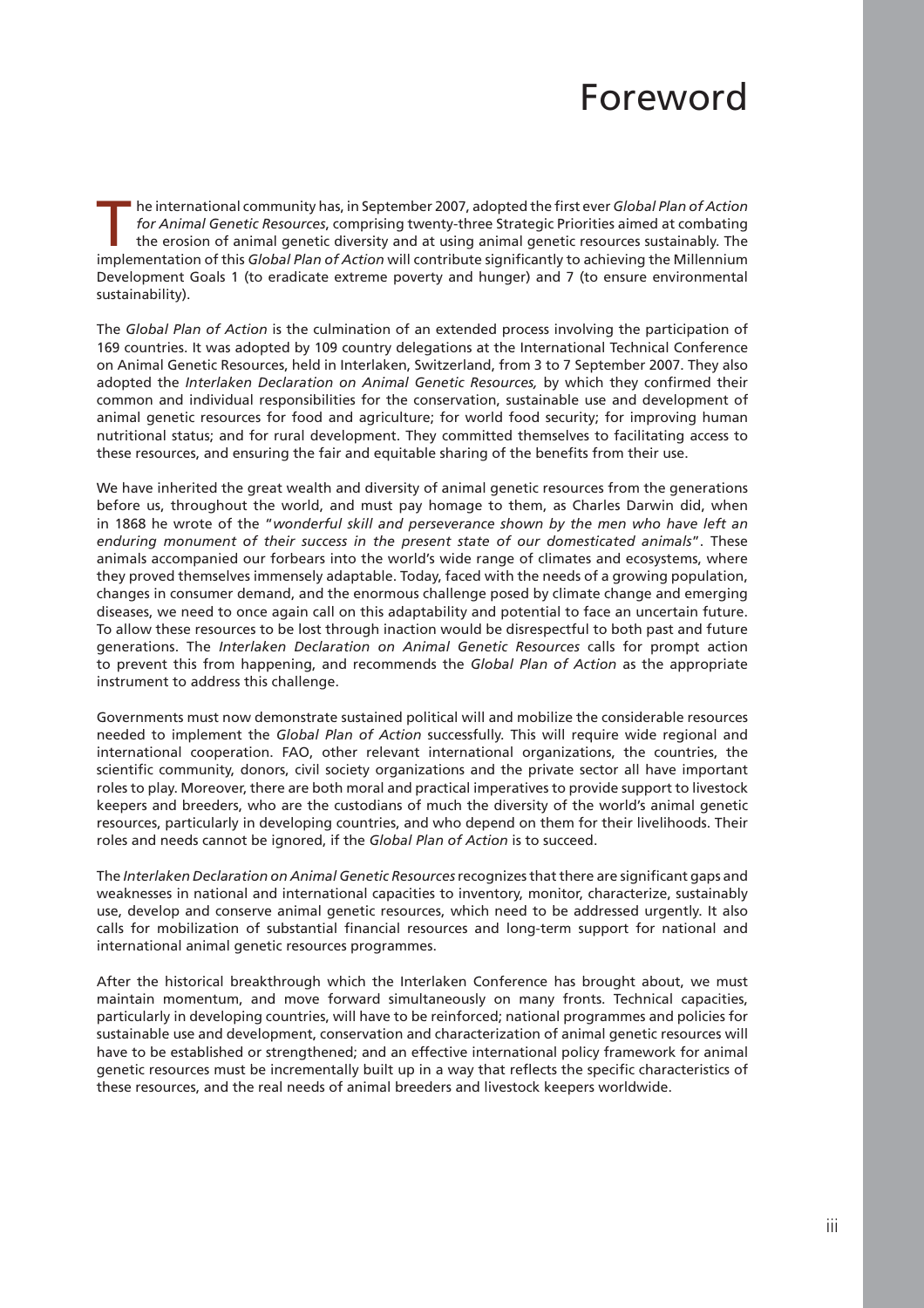# Foreword

The international community has, in September 2007, adopted the first ever *Global Plan of Action for Animal Genetic Resources*, comprising twenty-three Strategic Priorities aimed at combating the erosion of animal genetic diversity and at using animal genetic resources sustainably. The implementation of this *Global Plan of Action* will contribute significantly to achieving the Millennium Development Goals 1 (to eradicate extreme poverty and hunger) and 7 (to ensure environmental sustainability).

The *Global Plan of Action* is the culmination of an extended process involving the participation of 169 countries. It was adopted by 109 country delegations at the International Technical Conference on Animal Genetic Resources, held in Interlaken, Switzerland, from 3 to 7 September 2007. They also adopted the *Interlaken Declaration on Animal Genetic Resources,* by which they confirmed their common and individual responsibilities for the conservation, sustainable use and development of animal genetic resources for food and agriculture; for world food security; for improving human nutritional status; and for rural development. They committed themselves to facilitating access to these resources, and ensuring the fair and equitable sharing of the benefits from their use.

We have inherited the great wealth and diversity of animal genetic resources from the generations before us, throughout the world, and must pay homage to them, as Charles Darwin did, when in 1868 he wrote of the "*wonderful skill and perseverance shown by the men who have left an enduring monument of their success in the present state of our domesticated animals*". These animals accompanied our forbears into the world's wide range of climates and ecosystems, where they proved themselves immensely adaptable. Today, faced with the needs of a growing population, changes in consumer demand, and the enormous challenge posed by climate change and emerging diseases, we need to once again call on this adaptability and potential to face an uncertain future. To allow these resources to be lost through inaction would be disrespectful to both past and future generations. The *Interlaken Declaration on Animal Genetic Resources* calls for prompt action to prevent this from happening, and recommends the *Global Plan of Action* as the appropriate instrument to address this challenge.

Governments must now demonstrate sustained political will and mobilize the considerable resources needed to implement the *Global Plan of Action* successfully. This will require wide regional and international cooperation. FAO, other relevant international organizations, the countries, the scientific community, donors, civil society organizations and the private sector all have important roles to play. Moreover, there are both moral and practical imperatives to provide support to livestock keepers and breeders, who are the custodians of much the diversity of the world's animal genetic resources, particularly in developing countries, and who depend on them for their livelihoods. Their roles and needs cannot be ignored, if the *Global Plan of Action* is to succeed.

The *Interlaken Declaration on Animal Genetic Resources* recognizes that there are significant gaps and weaknesses in national and international capacities to inventory, monitor, characterize, sustainably use, develop and conserve animal genetic resources, which need to be addressed urgently. It also calls for mobilization of substantial financial resources and long-term support for national and international animal genetic resources programmes.

After the historical breakthrough which the Interlaken Conference has brought about, we must maintain momentum, and move forward simultaneously on many fronts. Technical capacities, particularly in developing countries, will have to be reinforced; national programmes and policies for sustainable use and development, conservation and characterization of animal genetic resources will have to be established or strengthened; and an effective international policy framework for animal genetic resources must be incrementally built up in a way that reflects the specific characteristics of these resources, and the real needs of animal breeders and livestock keepers worldwide.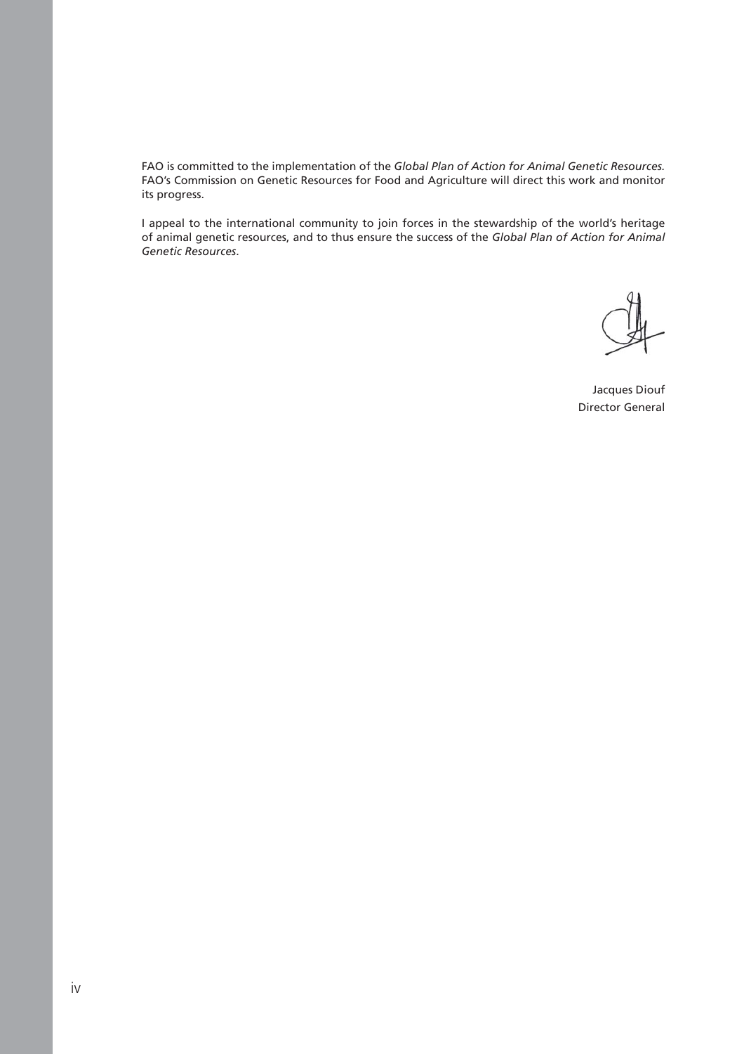FAO is committed to the implementation of the *Global Plan of Action for Animal Genetic Resources.* FAO's Commission on Genetic Resources for Food and Agriculture will direct this work and monitor its progress.

I appeal to the international community to join forces in the stewardship of the world's heritage of animal genetic resources, and to thus ensure the success of the *Global Plan of Action for Animal Genetic Resources*.

Jacques Diouf
Director General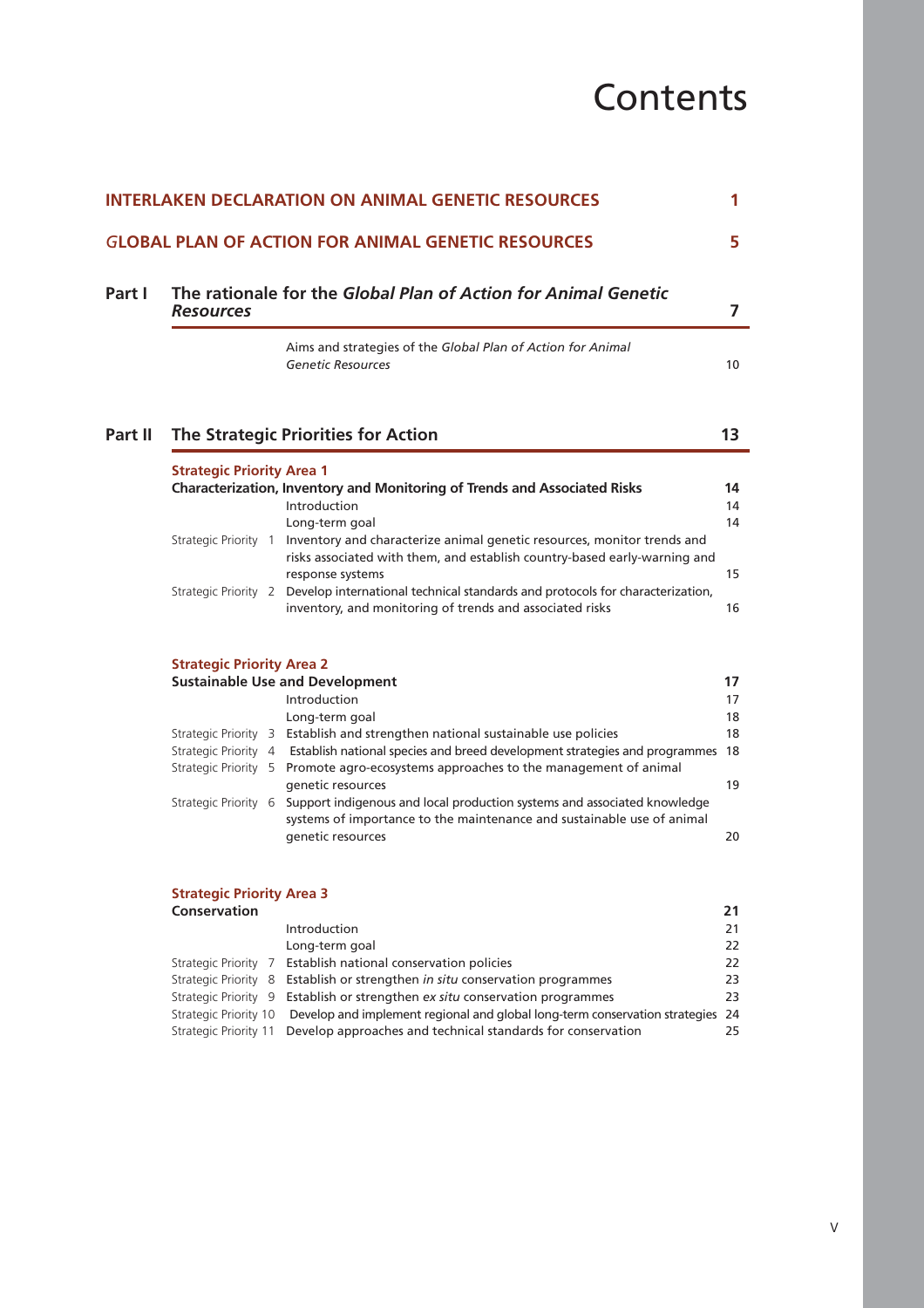# Contents

| | | |
|---|---|---|
| **INTERLAKEN DECLARATION ON ANIMAL GENETIC RESOURCES** | | **1** |
| **GLOBAL PLAN OF ACTION FOR ANIMAL GENETIC RESOURCES** | | **5** |

## Part I The rationale for the *Global Plan of Action for Animal Genetic Resources* — 7

| | | |
|---|---|---|
| | Aims and strategies of the *Global Plan of Action for Animal Genetic Resources* | 10 |

## Part II The Strategic Priorities for Action — 13

### Strategic Priority Area 1

| | | |
|---|---|---|
| **Characterization, Inventory and Monitoring of Trends and Associated Risks** | | **14** |
| | Introduction | 14 |
| | Long-term goal | 14 |
| Strategic Priority 1 | Inventory and characterize animal genetic resources, monitor trends and risks associated with them, and establish country-based early-warning and response systems | 15 |
| Strategic Priority 2 | Develop international technical standards and protocols for characterization, inventory, and monitoring of trends and associated risks | 16 |

### Strategic Priority Area 2

| | | |
|---|---|---|
| **Sustainable Use and Development** | | **17** |
| | Introduction | 17 |
| | Long-term goal | 18 |
| Strategic Priority 3 | Establish and strengthen national sustainable use policies | 18 |
| Strategic Priority 4 | Establish national species and breed development strategies and programmes | 18 |
| Strategic Priority 5 | Promote agro-ecosystems approaches to the management of animal genetic resources | 19 |
| Strategic Priority 6 | Support indigenous and local production systems and associated knowledge systems of importance to the maintenance and sustainable use of animal genetic resources | 20 |

### Strategic Priority Area 3

| | | |
|---|---|---|
| **Conservation** | | **21** |
| | Introduction | 21 |
| | Long-term goal | 22 |
| Strategic Priority 7 | Establish national conservation policies | 22 |
| Strategic Priority 8 | Establish or strengthen *in situ* conservation programmes | 23 |
| Strategic Priority 9 | Establish or strengthen *ex situ* conservation programmes | 23 |
| Strategic Priority 10 | Develop and implement regional and global long-term conservation strategies | 24 |
| Strategic Priority 11 | Develop approaches and technical standards for conservation | 25 |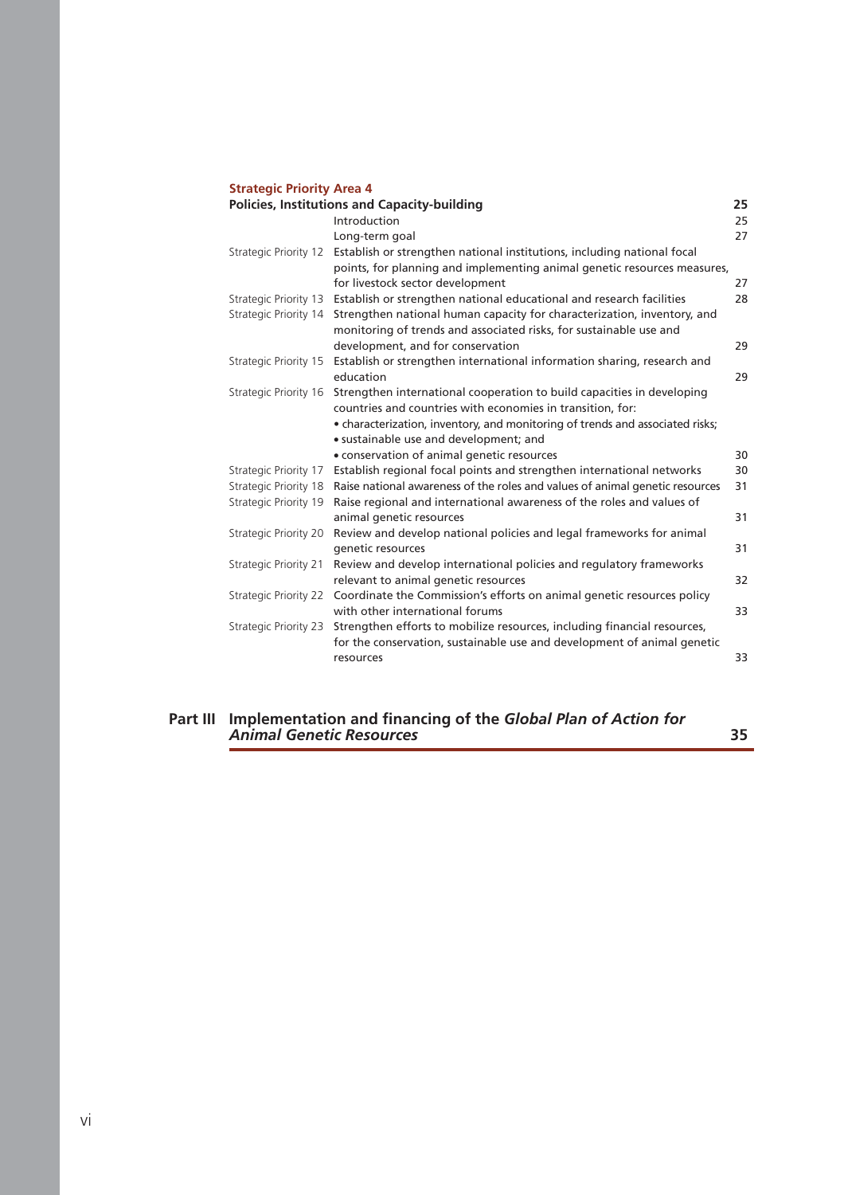**Strategic Priority Area 4**

| **Policies, Institutions and Capacity-building** | | **25** |
|---|---|---|
| | Introduction | 25 |
| | Long-term goal | 27 |
| Strategic Priority 12 | Establish or strengthen national institutions, including national focal points, for planning and implementing animal genetic resources measures, for livestock sector development | 27 |
| Strategic Priority 13 | Establish or strengthen national educational and research facilities | 28 |
| Strategic Priority 14 | Strengthen national human capacity for characterization, inventory, and monitoring of trends and associated risks, for sustainable use and development, and for conservation | 29 |
| Strategic Priority 15 | Establish or strengthen international information sharing, research and education | 29 |
| Strategic Priority 16 | Strengthen international cooperation to build capacities in developing countries and countries with economies in transition, for: • characterization, inventory, and monitoring of trends and associated risks; • sustainable use and development; and • conservation of animal genetic resources | 30 |
| Strategic Priority 17 | Establish regional focal points and strengthen international networks | 30 |
| Strategic Priority 18 | Raise national awareness of the roles and values of animal genetic resources | 31 |
| Strategic Priority 19 | Raise regional and international awareness of the roles and values of animal genetic resources | 31 |
| Strategic Priority 20 | Review and develop national policies and legal frameworks for animal genetic resources | 31 |
| Strategic Priority 21 | Review and develop international policies and regulatory frameworks relevant to animal genetic resources | 32 |
| Strategic Priority 22 | Coordinate the Commission's efforts on animal genetic resources policy with other international forums | 33 |
| Strategic Priority 23 | Strengthen efforts to mobilize resources, including financial resources, for the conservation, sustainable use and development of animal genetic resources | 33 |

**Part III Implementation and financing of the *Global Plan of Action for Animal Genetic Resources*** **35**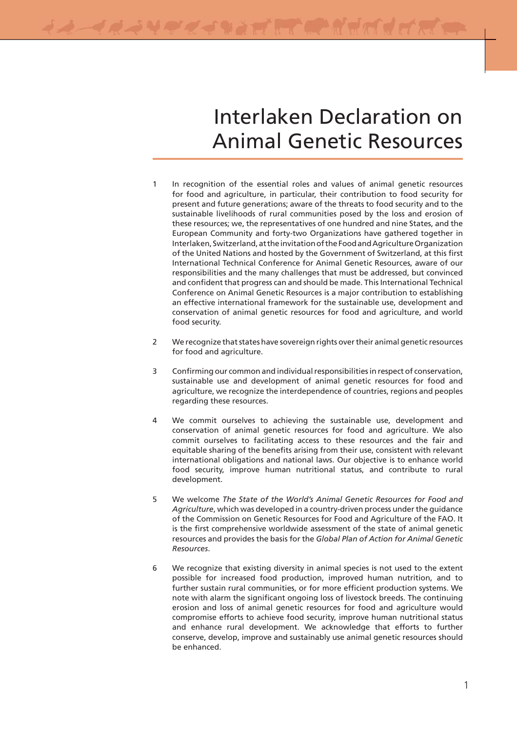# Interlaken Declaration on Animal Genetic Resources

1. In recognition of the essential roles and values of animal genetic resources for food and agriculture, in particular, their contribution to food security for present and future generations; aware of the threats to food security and to the sustainable livelihoods of rural communities posed by the loss and erosion of these resources; we, the representatives of one hundred and nine States, and the European Community and forty-two Organizations have gathered together in Interlaken, Switzerland, at the invitation of the Food and Agriculture Organization of the United Nations and hosted by the Government of Switzerland, at this first International Technical Conference for Animal Genetic Resources, aware of our responsibilities and the many challenges that must be addressed, but convinced and confident that progress can and should be made. This International Technical Conference on Animal Genetic Resources is a major contribution to establishing an effective international framework for the sustainable use, development and conservation of animal genetic resources for food and agriculture, and world food security.

2. We recognize that states have sovereign rights over their animal genetic resources for food and agriculture.

3. Confirming our common and individual responsibilities in respect of conservation, sustainable use and development of animal genetic resources for food and agriculture, we recognize the interdependence of countries, regions and peoples regarding these resources.

4. We commit ourselves to achieving the sustainable use, development and conservation of animal genetic resources for food and agriculture. We also commit ourselves to facilitating access to these resources and the fair and equitable sharing of the benefits arising from their use, consistent with relevant international obligations and national laws. Our objective is to enhance world food security, improve human nutritional status, and contribute to rural development.

5. We welcome *The State of the World's Animal Genetic Resources for Food and Agriculture*, which was developed in a country-driven process under the guidance of the Commission on Genetic Resources for Food and Agriculture of the FAO. It is the first comprehensive worldwide assessment of the state of animal genetic resources and provides the basis for the *Global Plan of Action for Animal Genetic Resources*.

6. We recognize that existing diversity in animal species is not used to the extent possible for increased food production, improved human nutrition, and to further sustain rural communities, or for more efficient production systems. We note with alarm the significant ongoing loss of livestock breeds. The continuing erosion and loss of animal genetic resources for food and agriculture would compromise efforts to achieve food security, improve human nutritional status and enhance rural development. We acknowledge that efforts to further conserve, develop, improve and sustainably use animal genetic resources should be enhanced.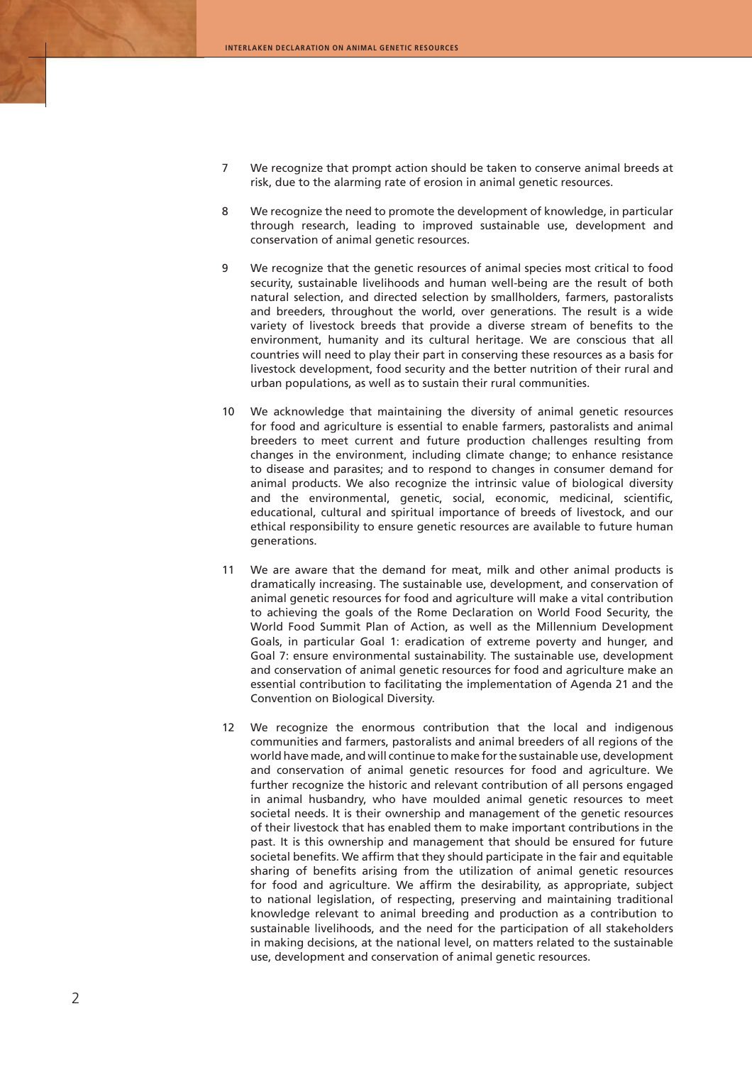7 We recognize that prompt action should be taken to conserve animal breeds at risk, due to the alarming rate of erosion in animal genetic resources.

8 We recognize the need to promote the development of knowledge, in particular through research, leading to improved sustainable use, development and conservation of animal genetic resources.

9 We recognize that the genetic resources of animal species most critical to food security, sustainable livelihoods and human well-being are the result of both natural selection, and directed selection by smallholders, farmers, pastoralists and breeders, throughout the world, over generations. The result is a wide variety of livestock breeds that provide a diverse stream of benefits to the environment, humanity and its cultural heritage. We are conscious that all countries will need to play their part in conserving these resources as a basis for livestock development, food security and the better nutrition of their rural and urban populations, as well as to sustain their rural communities.

10 We acknowledge that maintaining the diversity of animal genetic resources for food and agriculture is essential to enable farmers, pastoralists and animal breeders to meet current and future production challenges resulting from changes in the environment, including climate change; to enhance resistance to disease and parasites; and to respond to changes in consumer demand for animal products. We also recognize the intrinsic value of biological diversity and the environmental, genetic, social, economic, medicinal, scientific, educational, cultural and spiritual importance of breeds of livestock, and our ethical responsibility to ensure genetic resources are available to future human generations.

11 We are aware that the demand for meat, milk and other animal products is dramatically increasing. The sustainable use, development, and conservation of animal genetic resources for food and agriculture will make a vital contribution to achieving the goals of the Rome Declaration on World Food Security, the World Food Summit Plan of Action, as well as the Millennium Development Goals, in particular Goal 1: eradication of extreme poverty and hunger, and Goal 7: ensure environmental sustainability. The sustainable use, development and conservation of animal genetic resources for food and agriculture make an essential contribution to facilitating the implementation of Agenda 21 and the Convention on Biological Diversity.

12 We recognize the enormous contribution that the local and indigenous communities and farmers, pastoralists and animal breeders of all regions of the world have made, and will continue to make for the sustainable use, development and conservation of animal genetic resources for food and agriculture. We further recognize the historic and relevant contribution of all persons engaged in animal husbandry, who have moulded animal genetic resources to meet societal needs. It is their ownership and management of the genetic resources of their livestock that has enabled them to make important contributions in the past. It is this ownership and management that should be ensured for future societal benefits. We affirm that they should participate in the fair and equitable sharing of benefits arising from the utilization of animal genetic resources for food and agriculture. We affirm the desirability, as appropriate, subject to national legislation, of respecting, preserving and maintaining traditional knowledge relevant to animal breeding and production as a contribution to sustainable livelihoods, and the need for the participation of all stakeholders in making decisions, at the national level, on matters related to the sustainable use, development and conservation of animal genetic resources.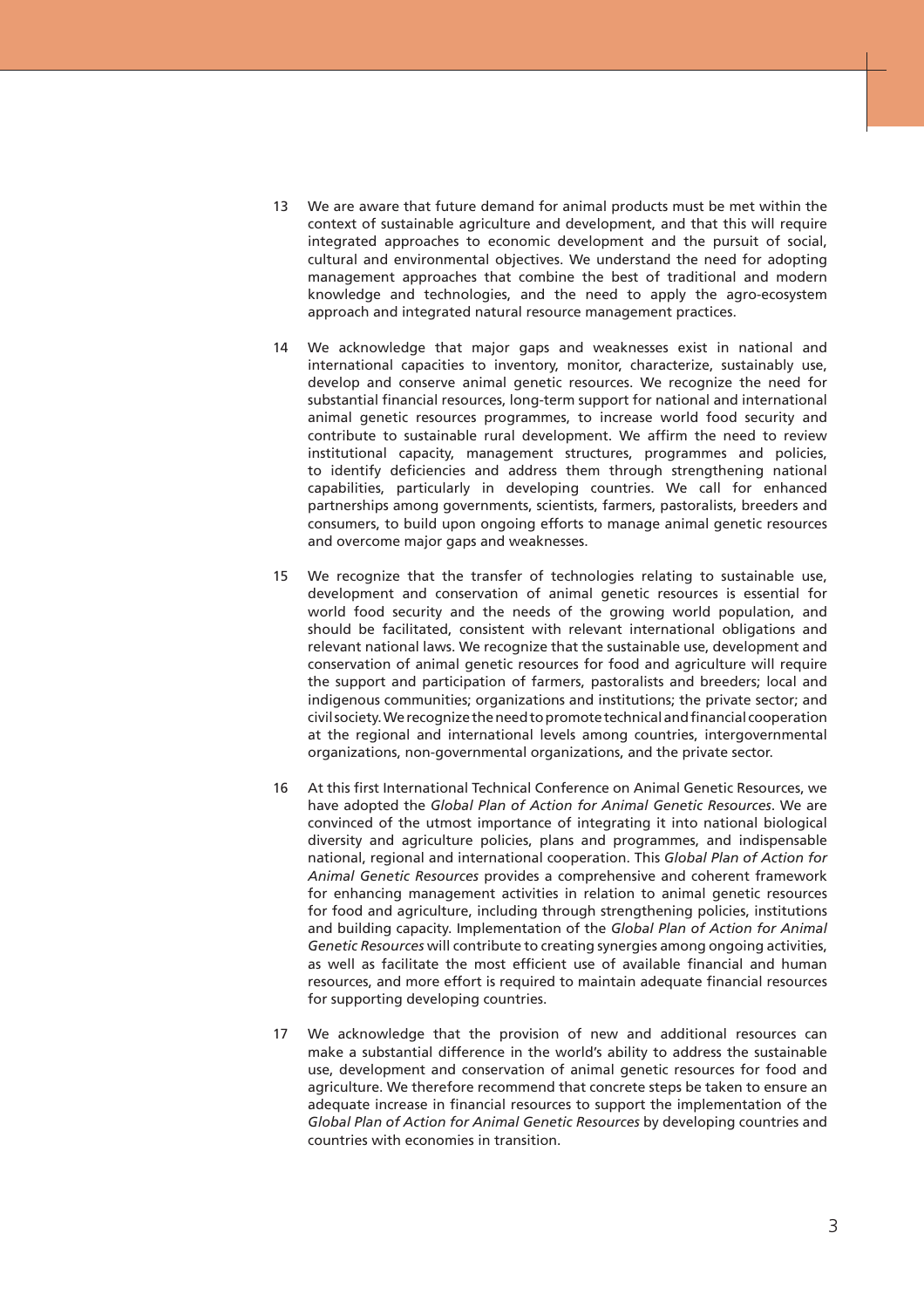13 We are aware that future demand for animal products must be met within the context of sustainable agriculture and development, and that this will require integrated approaches to economic development and the pursuit of social, cultural and environmental objectives. We understand the need for adopting management approaches that combine the best of traditional and modern knowledge and technologies, and the need to apply the agro-ecosystem approach and integrated natural resource management practices.

14 We acknowledge that major gaps and weaknesses exist in national and international capacities to inventory, monitor, characterize, sustainably use, develop and conserve animal genetic resources. We recognize the need for substantial financial resources, long-term support for national and international animal genetic resources programmes, to increase world food security and contribute to sustainable rural development. We affirm the need to review institutional capacity, management structures, programmes and policies, to identify deficiencies and address them through strengthening national capabilities, particularly in developing countries. We call for enhanced partnerships among governments, scientists, farmers, pastoralists, breeders and consumers, to build upon ongoing efforts to manage animal genetic resources and overcome major gaps and weaknesses.

15 We recognize that the transfer of technologies relating to sustainable use, development and conservation of animal genetic resources is essential for world food security and the needs of the growing world population, and should be facilitated, consistent with relevant international obligations and relevant national laws. We recognize that the sustainable use, development and conservation of animal genetic resources for food and agriculture will require the support and participation of farmers, pastoralists and breeders; local and indigenous communities; organizations and institutions; the private sector; and civil society. We recognize the need to promote technical and financial cooperation at the regional and international levels among countries, intergovernmental organizations, non-governmental organizations, and the private sector.

16 At this first International Technical Conference on Animal Genetic Resources, we have adopted the *Global Plan of Action for Animal Genetic Resources*. We are convinced of the utmost importance of integrating it into national biological diversity and agriculture policies, plans and programmes, and indispensable national, regional and international cooperation. This *Global Plan of Action for Animal Genetic Resources* provides a comprehensive and coherent framework for enhancing management activities in relation to animal genetic resources for food and agriculture, including through strengthening policies, institutions and building capacity. Implementation of the *Global Plan of Action for Animal Genetic Resources* will contribute to creating synergies among ongoing activities, as well as facilitate the most efficient use of available financial and human resources, and more effort is required to maintain adequate financial resources for supporting developing countries.

17 We acknowledge that the provision of new and additional resources can make a substantial difference in the world's ability to address the sustainable use, development and conservation of animal genetic resources for food and agriculture. We therefore recommend that concrete steps be taken to ensure an adequate increase in financial resources to support the implementation of the *Global Plan of Action for Animal Genetic Resources* by developing countries and countries with economies in transition.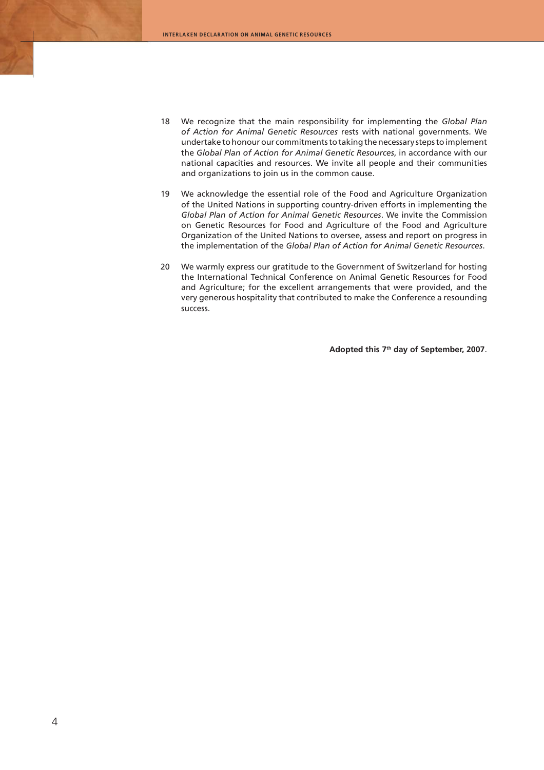18 We recognize that the main responsibility for implementing the *Global Plan of Action for Animal Genetic Resources* rests with national governments. We undertake to honour our commitments to taking the necessary steps to implement the *Global Plan of Action for Animal Genetic Resources*, in accordance with our national capacities and resources. We invite all people and their communities and organizations to join us in the common cause.

19 We acknowledge the essential role of the Food and Agriculture Organization of the United Nations in supporting country-driven efforts in implementing the *Global Plan of Action for Animal Genetic Resources*. We invite the Commission on Genetic Resources for Food and Agriculture of the Food and Agriculture Organization of the United Nations to oversee, assess and report on progress in the implementation of the *Global Plan of Action for Animal Genetic Resources*.

20 We warmly express our gratitude to the Government of Switzerland for hosting the International Technical Conference on Animal Genetic Resources for Food and Agriculture; for the excellent arrangements that were provided, and the very generous hospitality that contributed to make the Conference a resounding success.

**Adopted this 7th day of September, 2007**.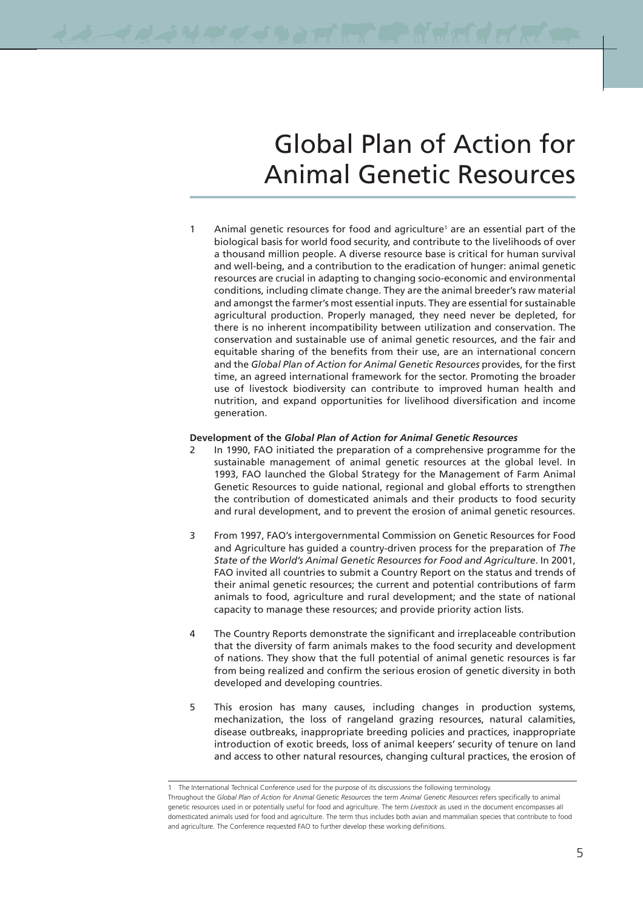# Global Plan of Action for Animal Genetic Resources

1 Animal genetic resources for food and agriculture[1] are an essential part of the biological basis for world food security, and contribute to the livelihoods of over a thousand million people. A diverse resource base is critical for human survival and well-being, and a contribution to the eradication of hunger: animal genetic resources are crucial in adapting to changing socio-economic and environmental conditions, including climate change. They are the animal breeder's raw material and amongst the farmer's most essential inputs. They are essential for sustainable agricultural production. Properly managed, they need never be depleted, for there is no inherent incompatibility between utilization and conservation. The conservation and sustainable use of animal genetic resources, and the fair and equitable sharing of the benefits from their use, are an international concern and the *Global Plan of Action for Animal Genetic Resources* provides, for the first time, an agreed international framework for the sector. Promoting the broader use of livestock biodiversity can contribute to improved human health and nutrition, and expand opportunities for livelihood diversification and income generation.

**Development of the *Global Plan of Action for Animal Genetic Resources***

2 In 1990, FAO initiated the preparation of a comprehensive programme for the sustainable management of animal genetic resources at the global level. In 1993, FAO launched the Global Strategy for the Management of Farm Animal Genetic Resources to guide national, regional and global efforts to strengthen the contribution of domesticated animals and their products to food security and rural development, and to prevent the erosion of animal genetic resources.

3 From 1997, FAO's intergovernmental Commission on Genetic Resources for Food and Agriculture has guided a country-driven process for the preparation of *The State of the World's Animal Genetic Resources for Food and Agriculture*. In 2001, FAO invited all countries to submit a Country Report on the status and trends of their animal genetic resources; the current and potential contributions of farm animals to food, agriculture and rural development; and the state of national capacity to manage these resources; and provide priority action lists.

4 The Country Reports demonstrate the significant and irreplaceable contribution that the diversity of farm animals makes to the food security and development of nations. They show that the full potential of animal genetic resources is far from being realized and confirm the serious erosion of genetic diversity in both developed and developing countries.

5 This erosion has many causes, including changes in production systems, mechanization, the loss of rangeland grazing resources, natural calamities, disease outbreaks, inappropriate breeding policies and practices, inappropriate introduction of exotic breeds, loss of animal keepers' security of tenure on land and access to other natural resources, changing cultural practices, the erosion of

---

1 The International Technical Conference used for the purpose of its discussions the following terminology.
Throughout the *Global Plan of Action for Animal Genetic Resources* the term *Animal Genetic Resources* refers specifically to animal genetic resources used in or potentially useful for food and agriculture. The term *Livestock* as used in the document encompasses all domesticated animals used for food and agriculture. The term thus includes both avian and mammalian species that contribute to food and agriculture. The Conference requested FAO to further develop these working definitions.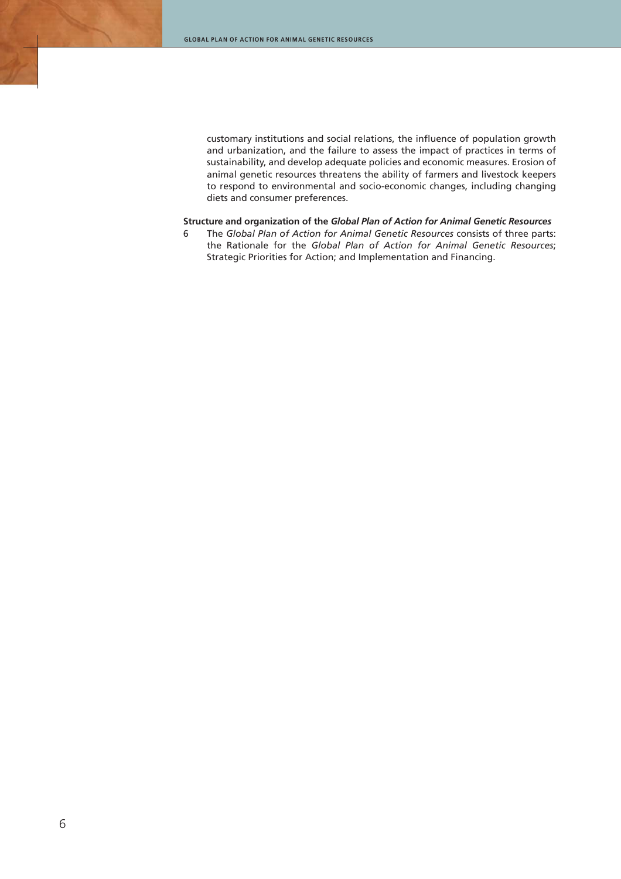customary institutions and social relations, the influence of population growth and urbanization, and the failure to assess the impact of practices in terms of sustainability, and develop adequate policies and economic measures. Erosion of animal genetic resources threatens the ability of farmers and livestock keepers to respond to environmental and socio-economic changes, including changing diets and consumer preferences.

**Structure and organization of the *Global Plan of Action for Animal Genetic Resources***

6 The *Global Plan of Action for Animal Genetic Resources* consists of three parts: the Rationale for the *Global Plan of Action for Animal Genetic Resources*; Strategic Priorities for Action; and Implementation and Financing.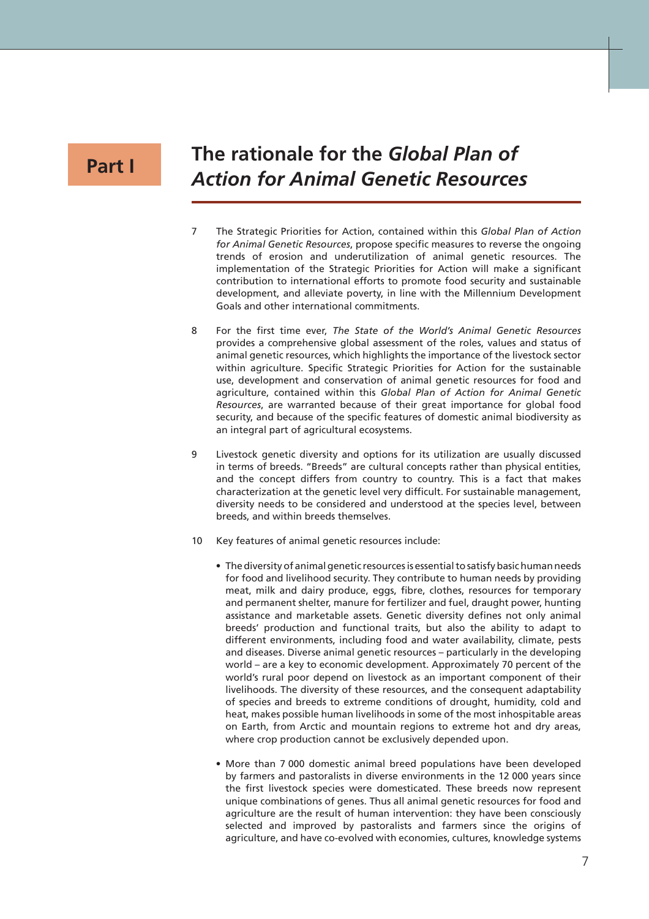# Part I

# The rationale for the *Global Plan of Action for Animal Genetic Resources*

7 The Strategic Priorities for Action, contained within this *Global Plan of Action for Animal Genetic Resources*, propose specific measures to reverse the ongoing trends of erosion and underutilization of animal genetic resources. The implementation of the Strategic Priorities for Action will make a significant contribution to international efforts to promote food security and sustainable development, and alleviate poverty, in line with the Millennium Development Goals and other international commitments.

8 For the first time ever, *The State of the World's Animal Genetic Resources* provides a comprehensive global assessment of the roles, values and status of animal genetic resources, which highlights the importance of the livestock sector within agriculture. Specific Strategic Priorities for Action for the sustainable use, development and conservation of animal genetic resources for food and agriculture, contained within this *Global Plan of Action for Animal Genetic Resources*, are warranted because of their great importance for global food security, and because of the specific features of domestic animal biodiversity as an integral part of agricultural ecosystems.

9 Livestock genetic diversity and options for its utilization are usually discussed in terms of breeds. "Breeds" are cultural concepts rather than physical entities, and the concept differs from country to country. This is a fact that makes characterization at the genetic level very difficult. For sustainable management, diversity needs to be considered and understood at the species level, between breeds, and within breeds themselves.

10 Key features of animal genetic resources include:

- The diversity of animal genetic resources is essential to satisfy basic human needs for food and livelihood security. They contribute to human needs by providing meat, milk and dairy produce, eggs, fibre, clothes, resources for temporary and permanent shelter, manure for fertilizer and fuel, draught power, hunting assistance and marketable assets. Genetic diversity defines not only animal breeds' production and functional traits, but also the ability to adapt to different environments, including food and water availability, climate, pests and diseases. Diverse animal genetic resources – particularly in the developing world – are a key to economic development. Approximately 70 percent of the world's rural poor depend on livestock as an important component of their livelihoods. The diversity of these resources, and the consequent adaptability of species and breeds to extreme conditions of drought, humidity, cold and heat, makes possible human livelihoods in some of the most inhospitable areas on Earth, from Arctic and mountain regions to extreme hot and dry areas, where crop production cannot be exclusively depended upon.

- More than 7 000 domestic animal breed populations have been developed by farmers and pastoralists in diverse environments in the 12 000 years since the first livestock species were domesticated. These breeds now represent unique combinations of genes. Thus all animal genetic resources for food and agriculture are the result of human intervention: they have been consciously selected and improved by pastoralists and farmers since the origins of agriculture, and have co-evolved with economies, cultures, knowledge systems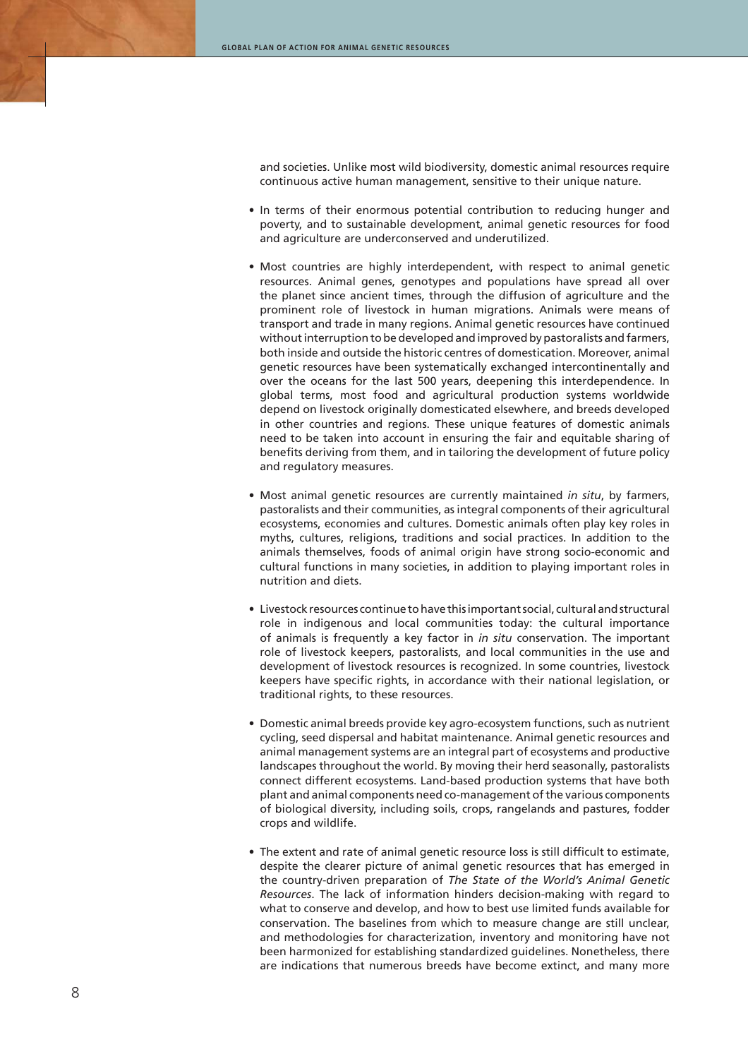and societies. Unlike most wild biodiversity, domestic animal resources require continuous active human management, sensitive to their unique nature.

- In terms of their enormous potential contribution to reducing hunger and poverty, and to sustainable development, animal genetic resources for food and agriculture are underconserved and underutilized.

- Most countries are highly interdependent, with respect to animal genetic resources. Animal genes, genotypes and populations have spread all over the planet since ancient times, through the diffusion of agriculture and the prominent role of livestock in human migrations. Animals were means of transport and trade in many regions. Animal genetic resources have continued without interruption to be developed and improved by pastoralists and farmers, both inside and outside the historic centres of domestication. Moreover, animal genetic resources have been systematically exchanged intercontinentally and over the oceans for the last 500 years, deepening this interdependence. In global terms, most food and agricultural production systems worldwide depend on livestock originally domesticated elsewhere, and breeds developed in other countries and regions. These unique features of domestic animals need to be taken into account in ensuring the fair and equitable sharing of benefits deriving from them, and in tailoring the development of future policy and regulatory measures.

- Most animal genetic resources are currently maintained *in situ*, by farmers, pastoralists and their communities, as integral components of their agricultural ecosystems, economies and cultures. Domestic animals often play key roles in myths, cultures, religions, traditions and social practices. In addition to the animals themselves, foods of animal origin have strong socio-economic and cultural functions in many societies, in addition to playing important roles in nutrition and diets.

- Livestock resources continue to have this important social, cultural and structural role in indigenous and local communities today: the cultural importance of animals is frequently a key factor in *in situ* conservation. The important role of livestock keepers, pastoralists, and local communities in the use and development of livestock resources is recognized. In some countries, livestock keepers have specific rights, in accordance with their national legislation, or traditional rights, to these resources.

- Domestic animal breeds provide key agro-ecosystem functions, such as nutrient cycling, seed dispersal and habitat maintenance. Animal genetic resources and animal management systems are an integral part of ecosystems and productive landscapes throughout the world. By moving their herd seasonally, pastoralists connect different ecosystems. Land-based production systems that have both plant and animal components need co-management of the various components of biological diversity, including soils, crops, rangelands and pastures, fodder crops and wildlife.

- The extent and rate of animal genetic resource loss is still difficult to estimate, despite the clearer picture of animal genetic resources that has emerged in the country-driven preparation of *The State of the World's Animal Genetic Resources*. The lack of information hinders decision-making with regard to what to conserve and develop, and how to best use limited funds available for conservation. The baselines from which to measure change are still unclear, and methodologies for characterization, inventory and monitoring have not been harmonized for establishing standardized guidelines. Nonetheless, there are indications that numerous breeds have become extinct, and many more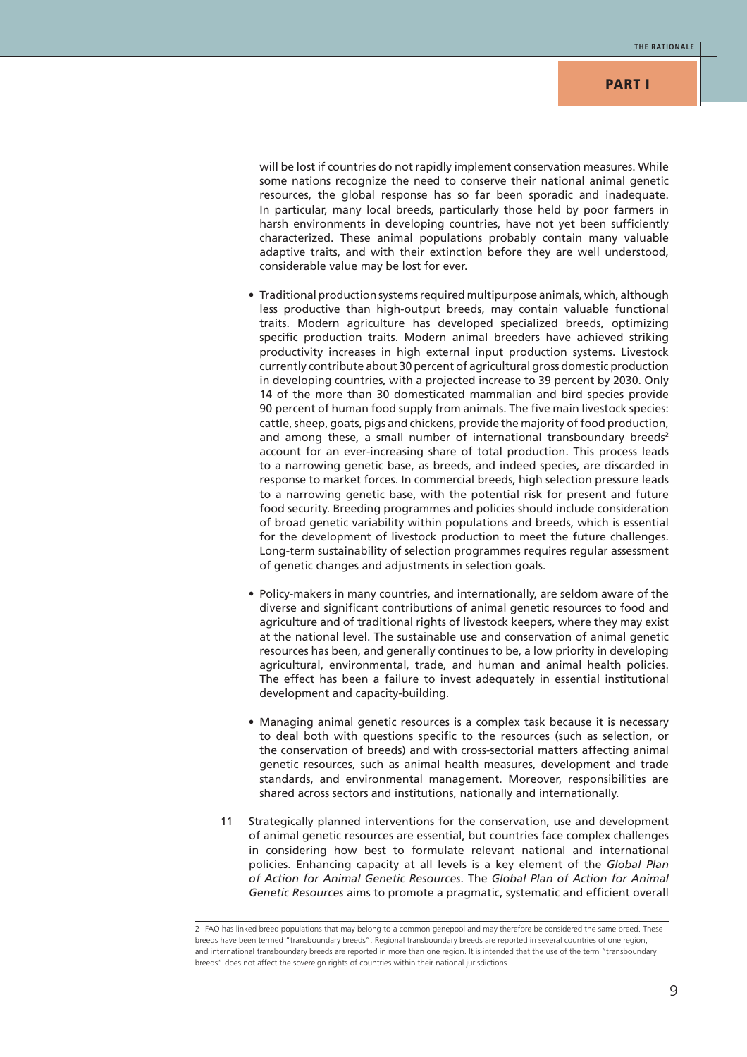will be lost if countries do not rapidly implement conservation measures. While some nations recognize the need to conserve their national animal genetic resources, the global response has so far been sporadic and inadequate. In particular, many local breeds, particularly those held by poor farmers in harsh environments in developing countries, have not yet been sufficiently characterized. These animal populations probably contain many valuable adaptive traits, and with their extinction before they are well understood, considerable value may be lost for ever.

- Traditional production systems required multipurpose animals, which, although less productive than high-output breeds, may contain valuable functional traits. Modern agriculture has developed specialized breeds, optimizing specific production traits. Modern animal breeders have achieved striking productivity increases in high external input production systems. Livestock currently contribute about 30 percent of agricultural gross domestic production in developing countries, with a projected increase to 39 percent by 2030. Only 14 of the more than 30 domesticated mammalian and bird species provide 90 percent of human food supply from animals. The five main livestock species: cattle, sheep, goats, pigs and chickens, provide the majority of food production, and among these, a small number of international transboundary breeds[2] account for an ever-increasing share of total production. This process leads to a narrowing genetic base, as breeds, and indeed species, are discarded in response to market forces. In commercial breeds, high selection pressure leads to a narrowing genetic base, with the potential risk for present and future food security. Breeding programmes and policies should include consideration of broad genetic variability within populations and breeds, which is essential for the development of livestock production to meet the future challenges. Long-term sustainability of selection programmes requires regular assessment of genetic changes and adjustments in selection goals.

- Policy-makers in many countries, and internationally, are seldom aware of the diverse and significant contributions of animal genetic resources to food and agriculture and of traditional rights of livestock keepers, where they may exist at the national level. The sustainable use and conservation of animal genetic resources has been, and generally continues to be, a low priority in developing agricultural, environmental, trade, and human and animal health policies. The effect has been a failure to invest adequately in essential institutional development and capacity-building.

- Managing animal genetic resources is a complex task because it is necessary to deal both with questions specific to the resources (such as selection, or the conservation of breeds) and with cross-sectorial matters affecting animal genetic resources, such as animal health measures, development and trade standards, and environmental management. Moreover, responsibilities are shared across sectors and institutions, nationally and internationally.

11 Strategically planned interventions for the conservation, use and development of animal genetic resources are essential, but countries face complex challenges in considering how best to formulate relevant national and international policies. Enhancing capacity at all levels is a key element of the *Global Plan of Action for Animal Genetic Resources*. The *Global Plan of Action for Animal Genetic Resources* aims to promote a pragmatic, systematic and efficient overall

---

2 FAO has linked breed populations that may belong to a common genepool and may therefore be considered the same breed. These breeds have been termed "transboundary breeds". Regional transboundary breeds are reported in several countries of one region, and international transboundary breeds are reported in more than one region. It is intended that the use of the term "transboundary breeds" does not affect the sovereign rights of countries within their national jurisdictions.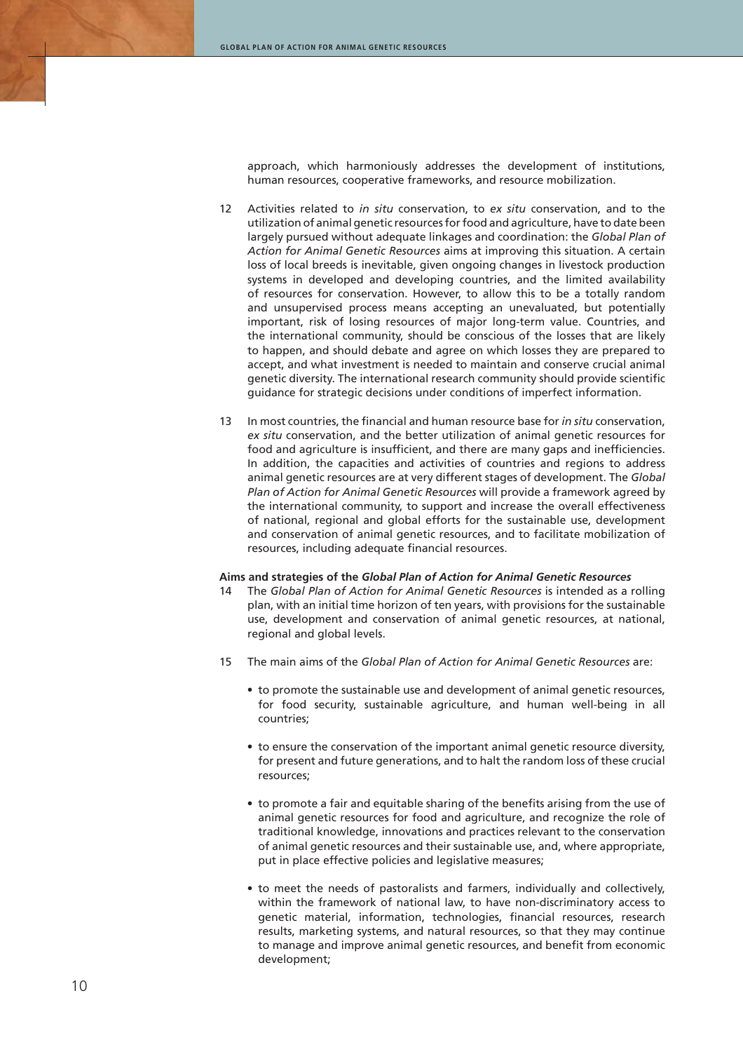approach, which harmoniously addresses the development of institutions, human resources, cooperative frameworks, and resource mobilization.

12 Activities related to *in situ* conservation, to *ex situ* conservation, and to the utilization of animal genetic resources for food and agriculture, have to date been largely pursued without adequate linkages and coordination: the *Global Plan of Action for Animal Genetic Resources* aims at improving this situation. A certain loss of local breeds is inevitable, given ongoing changes in livestock production systems in developed and developing countries, and the limited availability of resources for conservation. However, to allow this to be a totally random and unsupervised process means accepting an unevaluated, but potentially important, risk of losing resources of major long-term value. Countries, and the international community, should be conscious of the losses that are likely to happen, and should debate and agree on which losses they are prepared to accept, and what investment is needed to maintain and conserve crucial animal genetic diversity. The international research community should provide scientific guidance for strategic decisions under conditions of imperfect information.

13 In most countries, the financial and human resource base for *in situ* conservation, *ex situ* conservation, and the better utilization of animal genetic resources for food and agriculture is insufficient, and there are many gaps and inefficiencies. In addition, the capacities and activities of countries and regions to address animal genetic resources are at very different stages of development. The *Global Plan of Action for Animal Genetic Resources* will provide a framework agreed by the international community, to support and increase the overall effectiveness of national, regional and global efforts for the sustainable use, development and conservation of animal genetic resources, and to facilitate mobilization of resources, including adequate financial resources.

**Aims and strategies of the *Global Plan of Action for Animal Genetic Resources***

14 The *Global Plan of Action for Animal Genetic Resources* is intended as a rolling plan, with an initial time horizon of ten years, with provisions for the sustainable use, development and conservation of animal genetic resources, at national, regional and global levels.

15 The main aims of the *Global Plan of Action for Animal Genetic Resources* are:

- to promote the sustainable use and development of animal genetic resources, for food security, sustainable agriculture, and human well-being in all countries;
- to ensure the conservation of the important animal genetic resource diversity, for present and future generations, and to halt the random loss of these crucial resources;
- to promote a fair and equitable sharing of the benefits arising from the use of animal genetic resources for food and agriculture, and recognize the role of traditional knowledge, innovations and practices relevant to the conservation of animal genetic resources and their sustainable use, and, where appropriate, put in place effective policies and legislative measures;
- to meet the needs of pastoralists and farmers, individually and collectively, within the framework of national law, to have non-discriminatory access to genetic material, information, technologies, financial resources, research results, marketing systems, and natural resources, so that they may continue to manage and improve animal genetic resources, and benefit from economic development;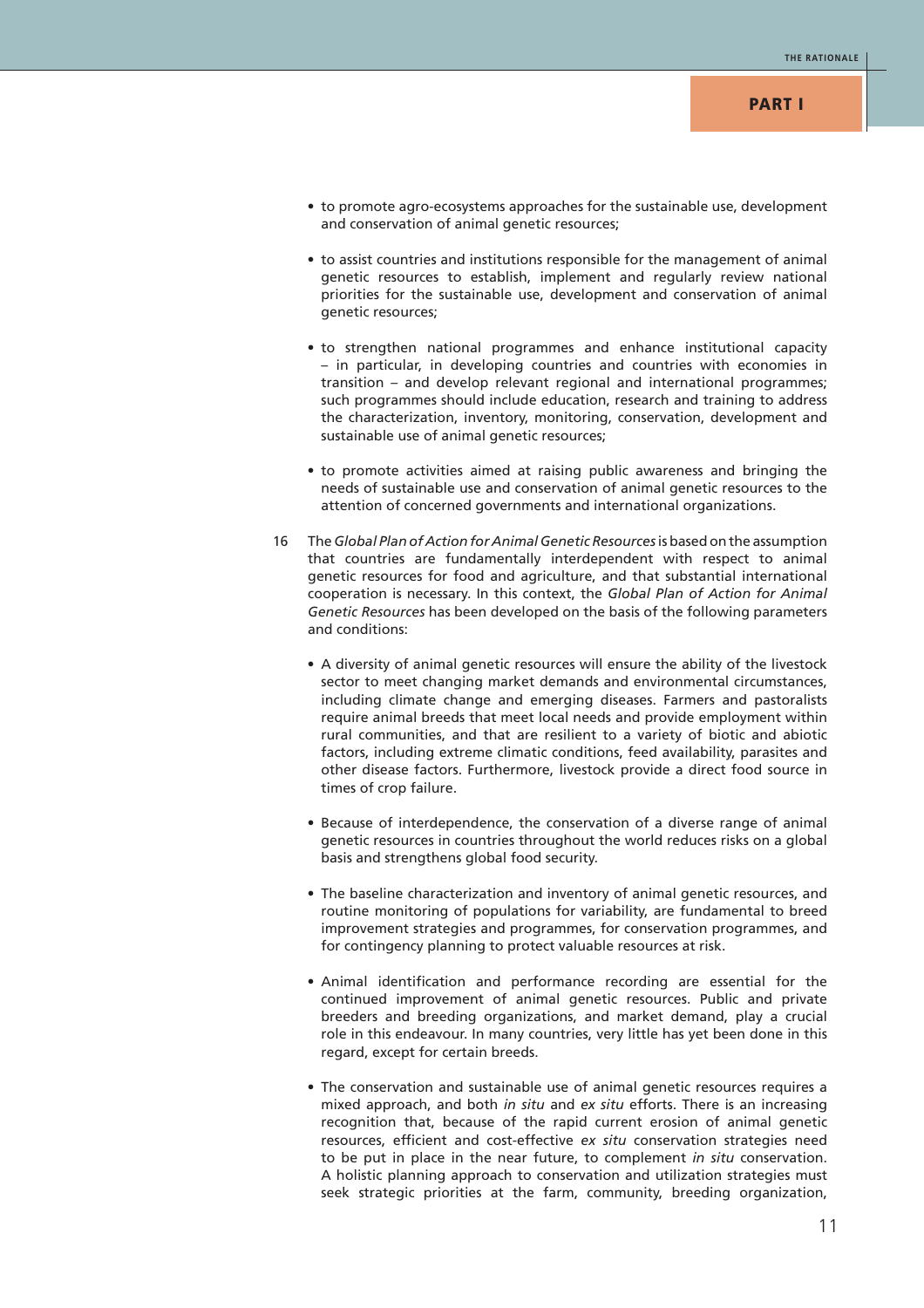- to promote agro-ecosystems approaches for the sustainable use, development and conservation of animal genetic resources;

- to assist countries and institutions responsible for the management of animal genetic resources to establish, implement and regularly review national priorities for the sustainable use, development and conservation of animal genetic resources;

- to strengthen national programmes and enhance institutional capacity – in particular, in developing countries and countries with economies in transition – and develop relevant regional and international programmes; such programmes should include education, research and training to address the characterization, inventory, monitoring, conservation, development and sustainable use of animal genetic resources;

- to promote activities aimed at raising public awareness and bringing the needs of sustainable use and conservation of animal genetic resources to the attention of concerned governments and international organizations.

16 The *Global Plan of Action for Animal Genetic Resources* is based on the assumption that countries are fundamentally interdependent with respect to animal genetic resources for food and agriculture, and that substantial international cooperation is necessary. In this context, the *Global Plan of Action for Animal Genetic Resources* has been developed on the basis of the following parameters and conditions:

- A diversity of animal genetic resources will ensure the ability of the livestock sector to meet changing market demands and environmental circumstances, including climate change and emerging diseases. Farmers and pastoralists require animal breeds that meet local needs and provide employment within rural communities, and that are resilient to a variety of biotic and abiotic factors, including extreme climatic conditions, feed availability, parasites and other disease factors. Furthermore, livestock provide a direct food source in times of crop failure.

- Because of interdependence, the conservation of a diverse range of animal genetic resources in countries throughout the world reduces risks on a global basis and strengthens global food security.

- The baseline characterization and inventory of animal genetic resources, and routine monitoring of populations for variability, are fundamental to breed improvement strategies and programmes, for conservation programmes, and for contingency planning to protect valuable resources at risk.

- Animal identification and performance recording are essential for the continued improvement of animal genetic resources. Public and private breeders and breeding organizations, and market demand, play a crucial role in this endeavour. In many countries, very little has yet been done in this regard, except for certain breeds.

- The conservation and sustainable use of animal genetic resources requires a mixed approach, and both *in situ* and *ex situ* efforts. There is an increasing recognition that, because of the rapid current erosion of animal genetic resources, efficient and cost-effective *ex situ* conservation strategies need to be put in place in the near future, to complement *in situ* conservation. A holistic planning approach to conservation and utilization strategies must seek strategic priorities at the farm, community, breeding organization,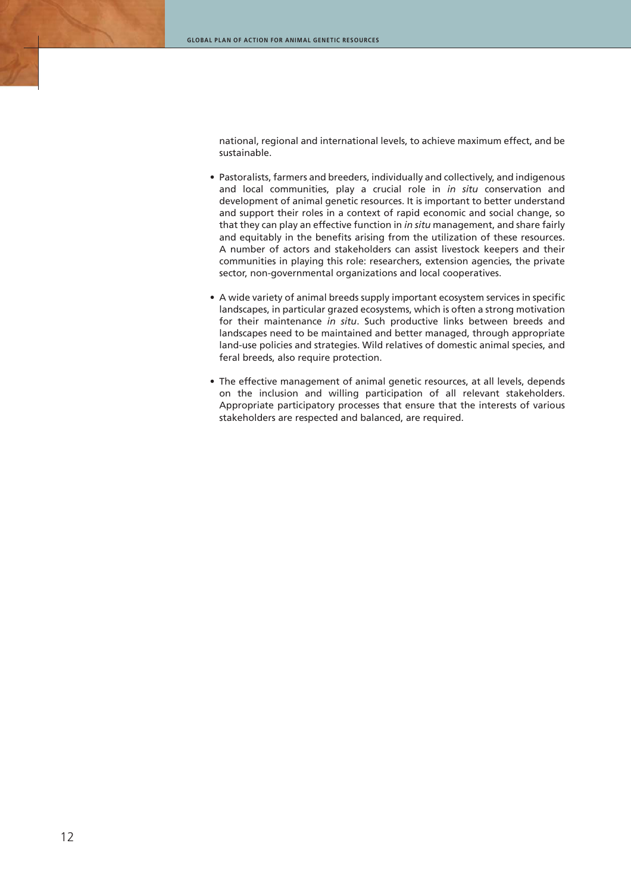national, regional and international levels, to achieve maximum effect, and be sustainable.

- Pastoralists, farmers and breeders, individually and collectively, and indigenous and local communities, play a crucial role in *in situ* conservation and development of animal genetic resources. It is important to better understand and support their roles in a context of rapid economic and social change, so that they can play an effective function in *in situ* management, and share fairly and equitably in the benefits arising from the utilization of these resources. A number of actors and stakeholders can assist livestock keepers and their communities in playing this role: researchers, extension agencies, the private sector, non-governmental organizations and local cooperatives.

- A wide variety of animal breeds supply important ecosystem services in specific landscapes, in particular grazed ecosystems, which is often a strong motivation for their maintenance *in situ*. Such productive links between breeds and landscapes need to be maintained and better managed, through appropriate land-use policies and strategies. Wild relatives of domestic animal species, and feral breeds, also require protection.

- The effective management of animal genetic resources, at all levels, depends on the inclusion and willing participation of all relevant stakeholders. Appropriate participatory processes that ensure that the interests of various stakeholders are respected and balanced, are required.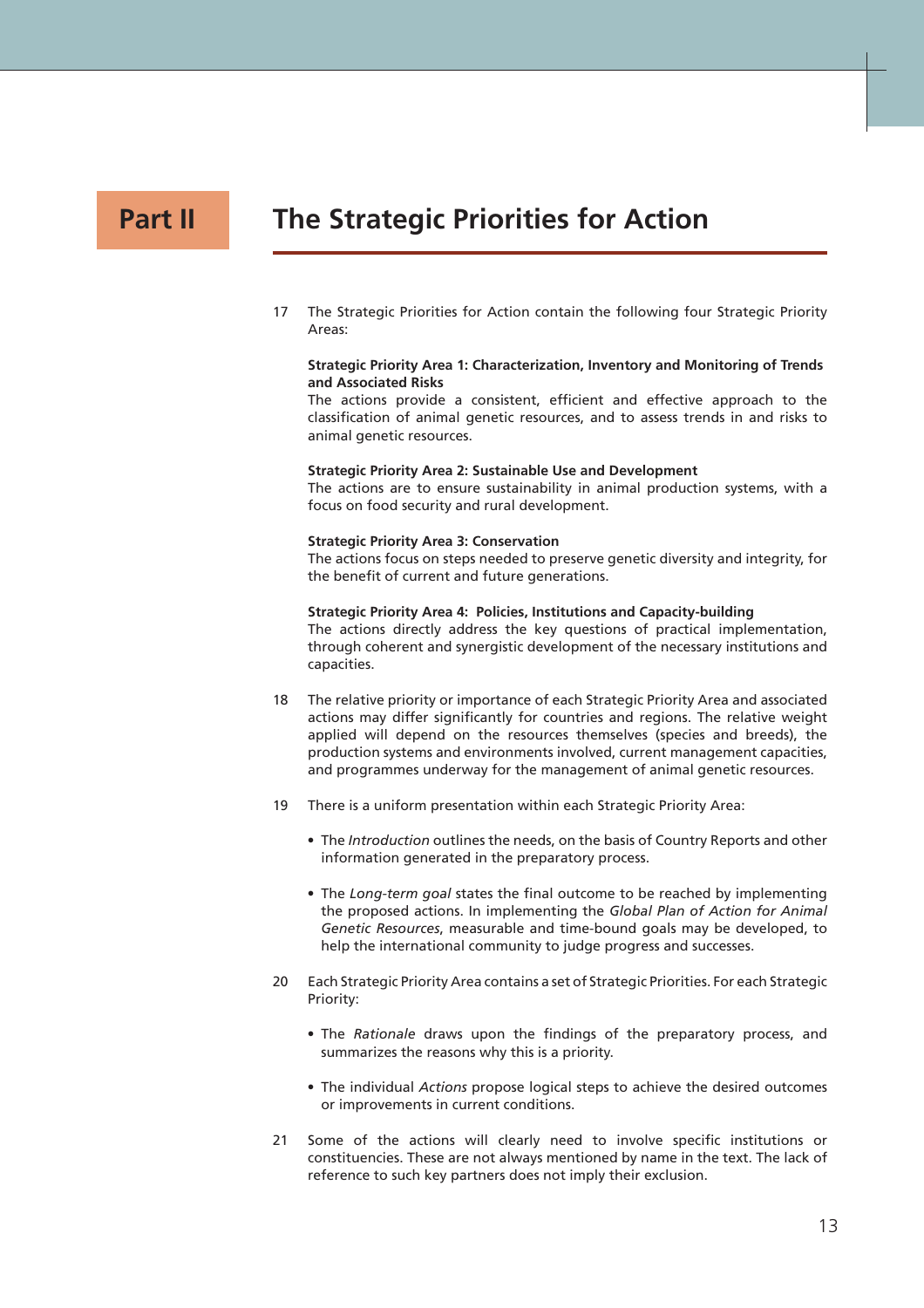# Part II The Strategic Priorities for Action

17 The Strategic Priorities for Action contain the following four Strategic Priority Areas:

**Strategic Priority Area 1: Characterization, Inventory and Monitoring of Trends and Associated Risks**
The actions provide a consistent, efficient and effective approach to the classification of animal genetic resources, and to assess trends in and risks to animal genetic resources.

**Strategic Priority Area 2: Sustainable Use and Development**
The actions are to ensure sustainability in animal production systems, with a focus on food security and rural development.

**Strategic Priority Area 3: Conservation**
The actions focus on steps needed to preserve genetic diversity and integrity, for the benefit of current and future generations.

**Strategic Priority Area 4: Policies, Institutions and Capacity-building**
The actions directly address the key questions of practical implementation, through coherent and synergistic development of the necessary institutions and capacities.

18 The relative priority or importance of each Strategic Priority Area and associated actions may differ significantly for countries and regions. The relative weight applied will depend on the resources themselves (species and breeds), the production systems and environments involved, current management capacities, and programmes underway for the management of animal genetic resources.

19 There is a uniform presentation within each Strategic Priority Area:

- The *Introduction* outlines the needs, on the basis of Country Reports and other information generated in the preparatory process.
- The *Long-term goal* states the final outcome to be reached by implementing the proposed actions. In implementing the *Global Plan of Action for Animal Genetic Resources*, measurable and time-bound goals may be developed, to help the international community to judge progress and successes.

20 Each Strategic Priority Area contains a set of Strategic Priorities. For each Strategic Priority:

- The *Rationale* draws upon the findings of the preparatory process, and summarizes the reasons why this is a priority.
- The individual *Actions* propose logical steps to achieve the desired outcomes or improvements in current conditions.

21 Some of the actions will clearly need to involve specific institutions or constituencies. These are not always mentioned by name in the text. The lack of reference to such key partners does not imply their exclusion.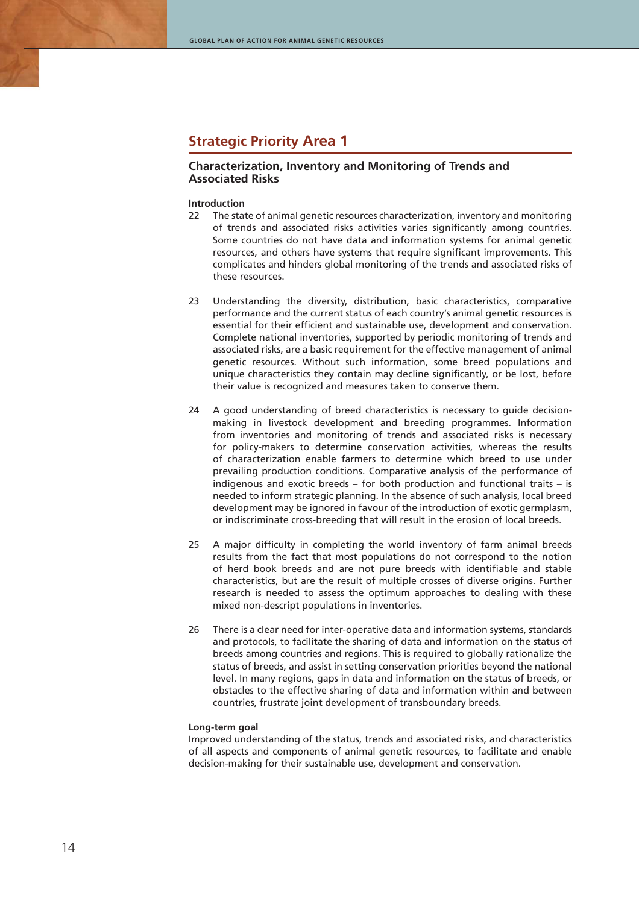## Strategic Priority Area 1

### Characterization, Inventory and Monitoring of Trends and Associated Risks

**Introduction**

22 The state of animal genetic resources characterization, inventory and monitoring of trends and associated risks activities varies significantly among countries. Some countries do not have data and information systems for animal genetic resources, and others have systems that require significant improvements. This complicates and hinders global monitoring of the trends and associated risks of these resources.

23 Understanding the diversity, distribution, basic characteristics, comparative performance and the current status of each country's animal genetic resources is essential for their efficient and sustainable use, development and conservation. Complete national inventories, supported by periodic monitoring of trends and associated risks, are a basic requirement for the effective management of animal genetic resources. Without such information, some breed populations and unique characteristics they contain may decline significantly, or be lost, before their value is recognized and measures taken to conserve them.

24 A good understanding of breed characteristics is necessary to guide decision-making in livestock development and breeding programmes. Information from inventories and monitoring of trends and associated risks is necessary for policy-makers to determine conservation activities, whereas the results of characterization enable farmers to determine which breed to use under prevailing production conditions. Comparative analysis of the performance of indigenous and exotic breeds – for both production and functional traits – is needed to inform strategic planning. In the absence of such analysis, local breed development may be ignored in favour of the introduction of exotic germplasm, or indiscriminate cross-breeding that will result in the erosion of local breeds.

25 A major difficulty in completing the world inventory of farm animal breeds results from the fact that most populations do not correspond to the notion of herd book breeds and are not pure breeds with identifiable and stable characteristics, but are the result of multiple crosses of diverse origins. Further research is needed to assess the optimum approaches to dealing with these mixed non-descript populations in inventories.

26 There is a clear need for inter-operative data and information systems, standards and protocols, to facilitate the sharing of data and information on the status of breeds among countries and regions. This is required to globally rationalize the status of breeds, and assist in setting conservation priorities beyond the national level. In many regions, gaps in data and information on the status of breeds, or obstacles to the effective sharing of data and information within and between countries, frustrate joint development of transboundary breeds.

**Long-term goal**

Improved understanding of the status, trends and associated risks, and characteristics of all aspects and components of animal genetic resources, to facilitate and enable decision-making for their sustainable use, development and conservation.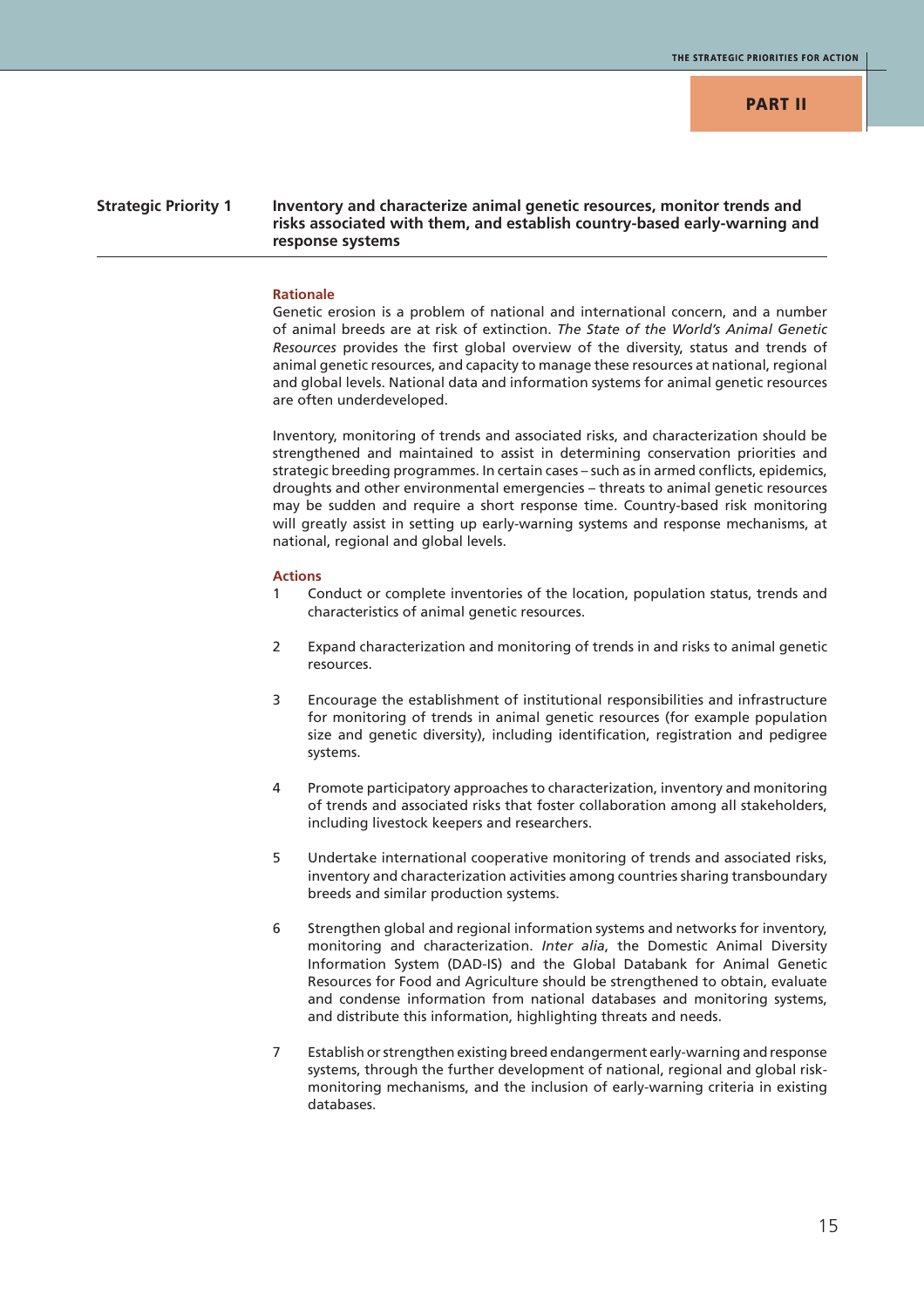## Strategic Priority 1 — Inventory and characterize animal genetic resources, monitor trends and risks associated with them, and establish country-based early-warning and response systems

### Rationale

Genetic erosion is a problem of national and international concern, and a number of animal breeds are at risk of extinction. *The State of the World's Animal Genetic Resources* provides the first global overview of the diversity, status and trends of animal genetic resources, and capacity to manage these resources at national, regional and global levels. National data and information systems for animal genetic resources are often underdeveloped.

Inventory, monitoring of trends and associated risks, and characterization should be strengthened and maintained to assist in determining conservation priorities and strategic breeding programmes. In certain cases – such as in armed conflicts, epidemics, droughts and other environmental emergencies – threats to animal genetic resources may be sudden and require a short response time. Country-based risk monitoring will greatly assist in setting up early-warning systems and response mechanisms, at national, regional and global levels.

### Actions

1. Conduct or complete inventories of the location, population status, trends and characteristics of animal genetic resources.

2. Expand characterization and monitoring of trends in and risks to animal genetic resources.

3. Encourage the establishment of institutional responsibilities and infrastructure for monitoring of trends in animal genetic resources (for example population size and genetic diversity), including identification, registration and pedigree systems.

4. Promote participatory approaches to characterization, inventory and monitoring of trends and associated risks that foster collaboration among all stakeholders, including livestock keepers and researchers.

5. Undertake international cooperative monitoring of trends and associated risks, inventory and characterization activities among countries sharing transboundary breeds and similar production systems.

6. Strengthen global and regional information systems and networks for inventory, monitoring and characterization. *Inter alia*, the Domestic Animal Diversity Information System (DAD-IS) and the Global Databank for Animal Genetic Resources for Food and Agriculture should be strengthened to obtain, evaluate and condense information from national databases and monitoring systems, and distribute this information, highlighting threats and needs.

7. Establish or strengthen existing breed endangerment early-warning and response systems, through the further development of national, regional and global risk-monitoring mechanisms, and the inclusion of early-warning criteria in existing databases.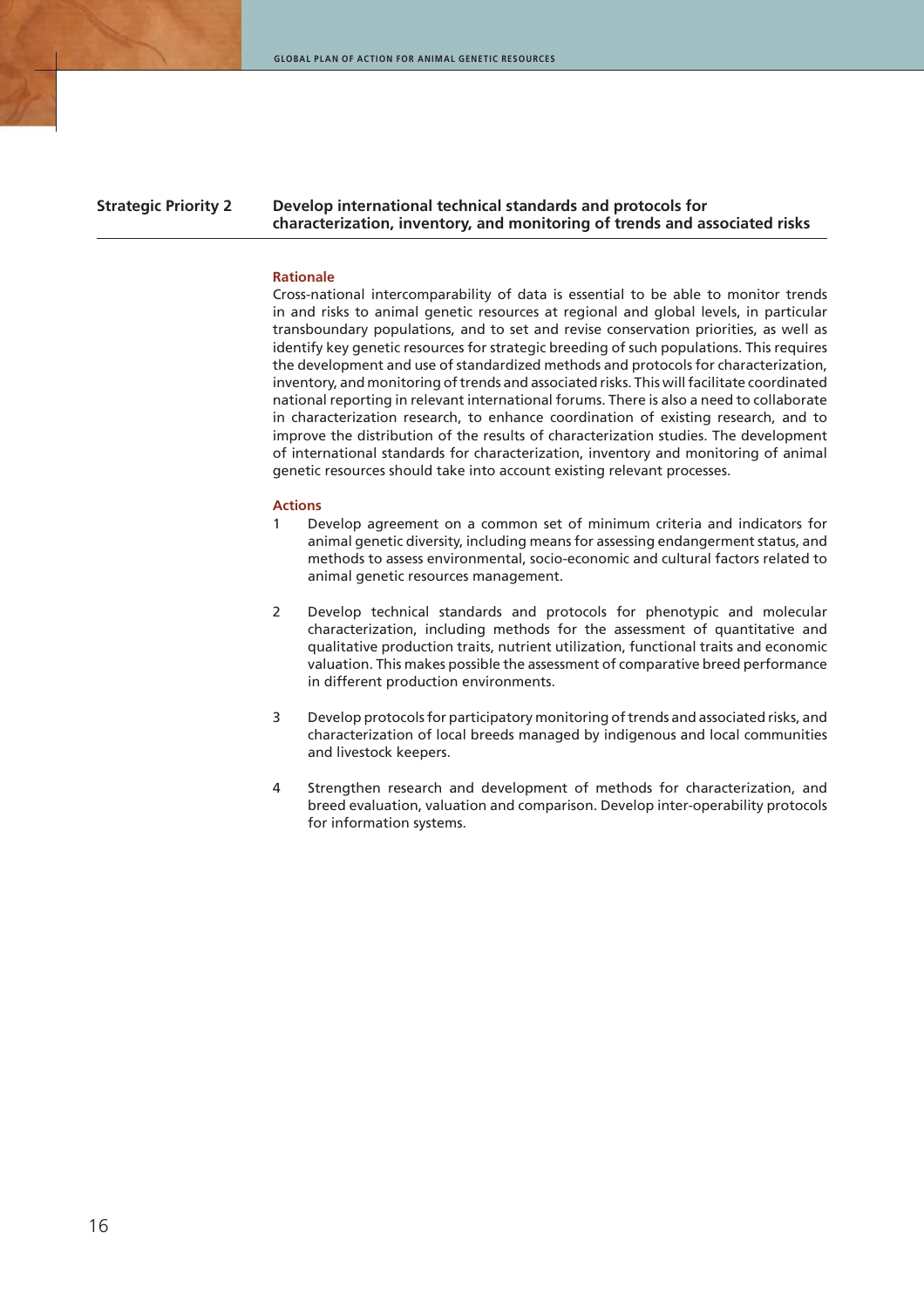## Strategic Priority 2 — Develop international technical standards and protocols for characterization, inventory, and monitoring of trends and associated risks

### Rationale

Cross-national intercomparability of data is essential to be able to monitor trends in and risks to animal genetic resources at regional and global levels, in particular transboundary populations, and to set and revise conservation priorities, as well as identify key genetic resources for strategic breeding of such populations. This requires the development and use of standardized methods and protocols for characterization, inventory, and monitoring of trends and associated risks. This will facilitate coordinated national reporting in relevant international forums. There is also a need to collaborate in characterization research, to enhance coordination of existing research, and to improve the distribution of the results of characterization studies. The development of international standards for characterization, inventory and monitoring of animal genetic resources should take into account existing relevant processes.

### Actions

1. Develop agreement on a common set of minimum criteria and indicators for animal genetic diversity, including means for assessing endangerment status, and methods to assess environmental, socio-economic and cultural factors related to animal genetic resources management.

2. Develop technical standards and protocols for phenotypic and molecular characterization, including methods for the assessment of quantitative and qualitative production traits, nutrient utilization, functional traits and economic valuation. This makes possible the assessment of comparative breed performance in different production environments.

3. Develop protocols for participatory monitoring of trends and associated risks, and characterization of local breeds managed by indigenous and local communities and livestock keepers.

4. Strengthen research and development of methods for characterization, and breed evaluation, valuation and comparison. Develop inter-operability protocols for information systems.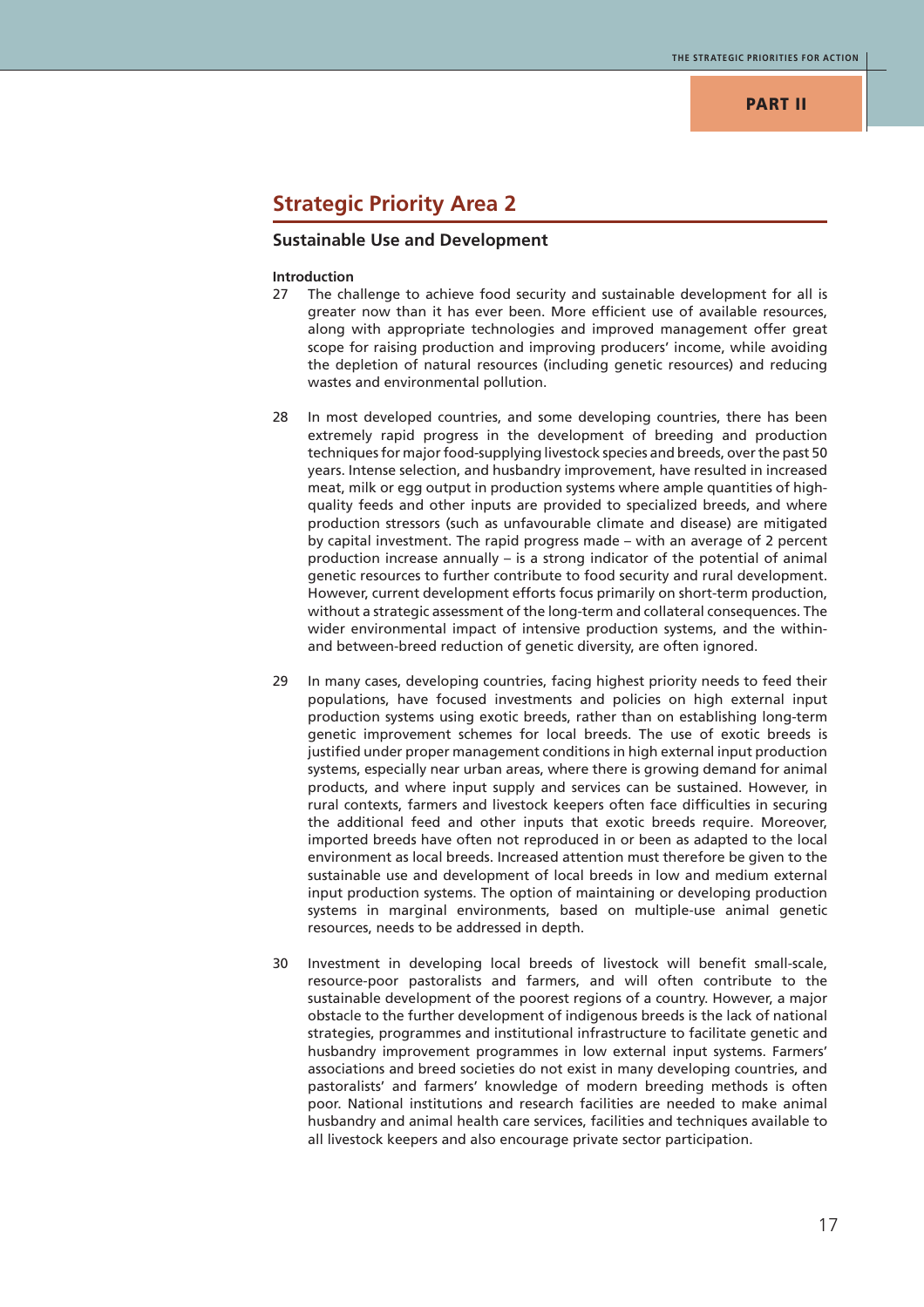## Strategic Priority Area 2

### Sustainable Use and Development

**Introduction**

27 The challenge to achieve food security and sustainable development for all is greater now than it has ever been. More efficient use of available resources, along with appropriate technologies and improved management offer great scope for raising production and improving producers' income, while avoiding the depletion of natural resources (including genetic resources) and reducing wastes and environmental pollution.

28 In most developed countries, and some developing countries, there has been extremely rapid progress in the development of breeding and production techniques for major food-supplying livestock species and breeds, over the past 50 years. Intense selection, and husbandry improvement, have resulted in increased meat, milk or egg output in production systems where ample quantities of high-quality feeds and other inputs are provided to specialized breeds, and where production stressors (such as unfavourable climate and disease) are mitigated by capital investment. The rapid progress made – with an average of 2 percent production increase annually – is a strong indicator of the potential of animal genetic resources to further contribute to food security and rural development. However, current development efforts focus primarily on short-term production, without a strategic assessment of the long-term and collateral consequences. The wider environmental impact of intensive production systems, and the within- and between-breed reduction of genetic diversity, are often ignored.

29 In many cases, developing countries, facing highest priority needs to feed their populations, have focused investments and policies on high external input production systems using exotic breeds, rather than on establishing long-term genetic improvement schemes for local breeds. The use of exotic breeds is justified under proper management conditions in high external input production systems, especially near urban areas, where there is growing demand for animal products, and where input supply and services can be sustained. However, in rural contexts, farmers and livestock keepers often face difficulties in securing the additional feed and other inputs that exotic breeds require. Moreover, imported breeds have often not reproduced in or been as adapted to the local environment as local breeds. Increased attention must therefore be given to the sustainable use and development of local breeds in low and medium external input production systems. The option of maintaining or developing production systems in marginal environments, based on multiple-use animal genetic resources, needs to be addressed in depth.

30 Investment in developing local breeds of livestock will benefit small-scale, resource-poor pastoralists and farmers, and will often contribute to the sustainable development of the poorest regions of a country. However, a major obstacle to the further development of indigenous breeds is the lack of national strategies, programmes and institutional infrastructure to facilitate genetic and husbandry improvement programmes in low external input systems. Farmers' associations and breed societies do not exist in many developing countries, and pastoralists' and farmers' knowledge of modern breeding methods is often poor. National institutions and research facilities are needed to make animal husbandry and animal health care services, facilities and techniques available to all livestock keepers and also encourage private sector participation.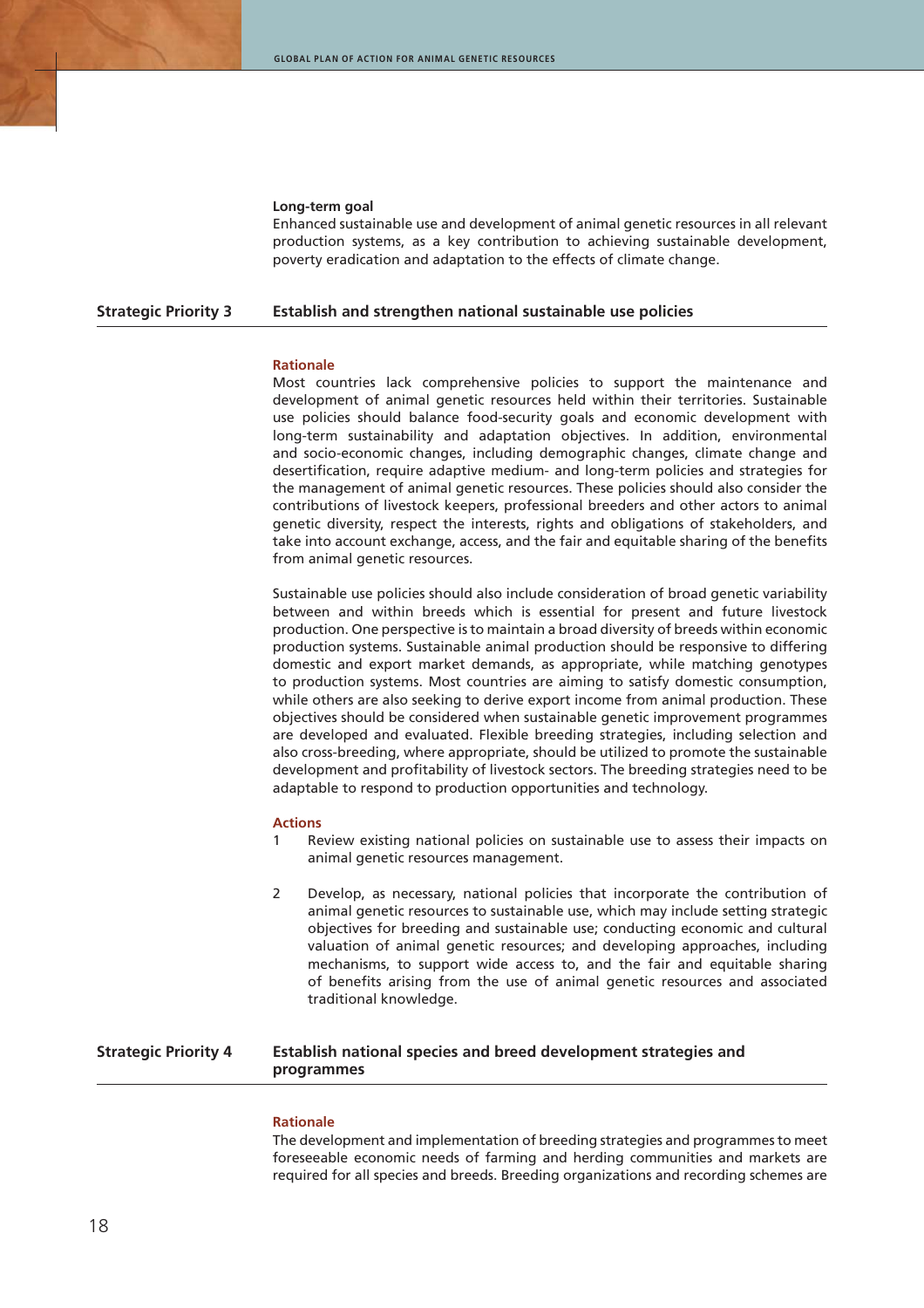**Long-term goal**

Enhanced sustainable use and development of animal genetic resources in all relevant production systems, as a key contribution to achieving sustainable development, poverty eradication and adaptation to the effects of climate change.

## Strategic Priority 3 Establish and strengthen national sustainable use policies

### Rationale

Most countries lack comprehensive policies to support the maintenance and development of animal genetic resources held within their territories. Sustainable use policies should balance food-security goals and economic development with long-term sustainability and adaptation objectives. In addition, environmental and socio-economic changes, including demographic changes, climate change and desertification, require adaptive medium- and long-term policies and strategies for the management of animal genetic resources. These policies should also consider the contributions of livestock keepers, professional breeders and other actors to animal genetic diversity, respect the interests, rights and obligations of stakeholders, and take into account exchange, access, and the fair and equitable sharing of the benefits from animal genetic resources.

Sustainable use policies should also include consideration of broad genetic variability between and within breeds which is essential for present and future livestock production. One perspective is to maintain a broad diversity of breeds within economic production systems. Sustainable animal production should be responsive to differing domestic and export market demands, as appropriate, while matching genotypes to production systems. Most countries are aiming to satisfy domestic consumption, while others are also seeking to derive export income from animal production. These objectives should be considered when sustainable genetic improvement programmes are developed and evaluated. Flexible breeding strategies, including selection and also cross-breeding, where appropriate, should be utilized to promote the sustainable development and profitability of livestock sectors. The breeding strategies need to be adaptable to respond to production opportunities and technology.

### Actions

1. Review existing national policies on sustainable use to assess their impacts on animal genetic resources management.

2. Develop, as necessary, national policies that incorporate the contribution of animal genetic resources to sustainable use, which may include setting strategic objectives for breeding and sustainable use; conducting economic and cultural valuation of animal genetic resources; and developing approaches, including mechanisms, to support wide access to, and the fair and equitable sharing of benefits arising from the use of animal genetic resources and associated traditional knowledge.

## Strategic Priority 4 Establish national species and breed development strategies and programmes

### Rationale

The development and implementation of breeding strategies and programmes to meet foreseeable economic needs of farming and herding communities and markets are required for all species and breeds. Breeding organizations and recording schemes are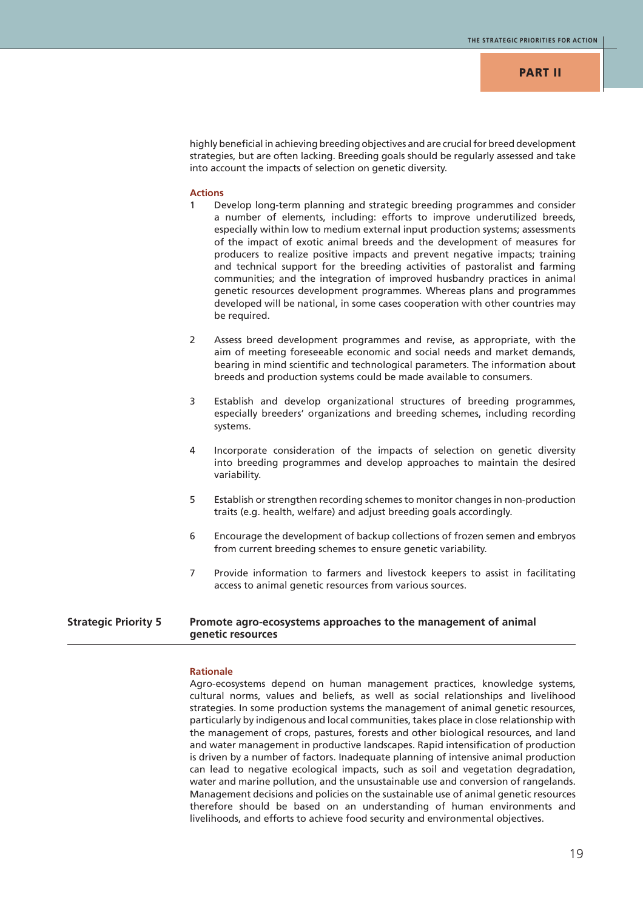highly beneficial in achieving breeding objectives and are crucial for breed development strategies, but are often lacking. Breeding goals should be regularly assessed and take into account the impacts of selection on genetic diversity.

**Actions**

1. Develop long-term planning and strategic breeding programmes and consider a number of elements, including: efforts to improve underutilized breeds, especially within low to medium external input production systems; assessments of the impact of exotic animal breeds and the development of measures for producers to realize positive impacts and prevent negative impacts; training and technical support for the breeding activities of pastoralist and farming communities; and the integration of improved husbandry practices in animal genetic resources development programmes. Whereas plans and programmes developed will be national, in some cases cooperation with other countries may be required.

2. Assess breed development programmes and revise, as appropriate, with the aim of meeting foreseeable economic and social needs and market demands, bearing in mind scientific and technological parameters. The information about breeds and production systems could be made available to consumers.

3. Establish and develop organizational structures of breeding programmes, especially breeders' organizations and breeding schemes, including recording systems.

4. Incorporate consideration of the impacts of selection on genetic diversity into breeding programmes and develop approaches to maintain the desired variability.

5. Establish or strengthen recording schemes to monitor changes in non-production traits (e.g. health, welfare) and adjust breeding goals accordingly.

6. Encourage the development of backup collections of frozen semen and embryos from current breeding schemes to ensure genetic variability.

7. Provide information to farmers and livestock keepers to assist in facilitating access to animal genetic resources from various sources.

## Strategic Priority 5 Promote agro-ecosystems approaches to the management of animal genetic resources

**Rationale**

Agro-ecosystems depend on human management practices, knowledge systems, cultural norms, values and beliefs, as well as social relationships and livelihood strategies. In some production systems the management of animal genetic resources, particularly by indigenous and local communities, takes place in close relationship with the management of crops, pastures, forests and other biological resources, and land and water management in productive landscapes. Rapid intensification of production is driven by a number of factors. Inadequate planning of intensive animal production can lead to negative ecological impacts, such as soil and vegetation degradation, water and marine pollution, and the unsustainable use and conversion of rangelands. Management decisions and policies on the sustainable use of animal genetic resources therefore should be based on an understanding of human environments and livelihoods, and efforts to achieve food security and environmental objectives.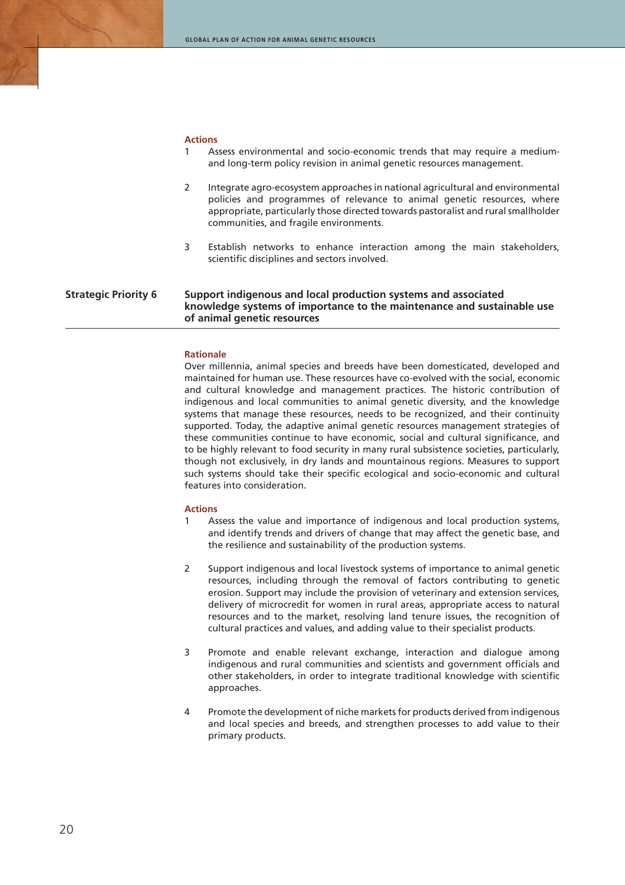#### Actions

1. Assess environmental and socio-economic trends that may require a medium- and long-term policy revision in animal genetic resources management.

2. Integrate agro-ecosystem approaches in national agricultural and environmental policies and programmes of relevance to animal genetic resources, where appropriate, particularly those directed towards pastoralist and rural smallholder communities, and fragile environments.

3. Establish networks to enhance interaction among the main stakeholders, scientific disciplines and sectors involved.

## Strategic Priority 6 — Support indigenous and local production systems and associated knowledge systems of importance to the maintenance and sustainable use of animal genetic resources

#### Rationale

Over millennia, animal species and breeds have been domesticated, developed and maintained for human use. These resources have co-evolved with the social, economic and cultural knowledge and management practices. The historic contribution of indigenous and local communities to animal genetic diversity, and the knowledge systems that manage these resources, needs to be recognized, and their continuity supported. Today, the adaptive animal genetic resources management strategies of these communities continue to have economic, social and cultural significance, and to be highly relevant to food security in many rural subsistence societies, particularly, though not exclusively, in dry lands and mountainous regions. Measures to support such systems should take their specific ecological and socio-economic and cultural features into consideration.

#### Actions

1. Assess the value and importance of indigenous and local production systems, and identify trends and drivers of change that may affect the genetic base, and the resilience and sustainability of the production systems.

2. Support indigenous and local livestock systems of importance to animal genetic resources, including through the removal of factors contributing to genetic erosion. Support may include the provision of veterinary and extension services, delivery of microcredit for women in rural areas, appropriate access to natural resources and to the market, resolving land tenure issues, the recognition of cultural practices and values, and adding value to their specialist products.

3. Promote and enable relevant exchange, interaction and dialogue among indigenous and rural communities and scientists and government officials and other stakeholders, in order to integrate traditional knowledge with scientific approaches.

4. Promote the development of niche markets for products derived from indigenous and local species and breeds, and strengthen processes to add value to their primary products.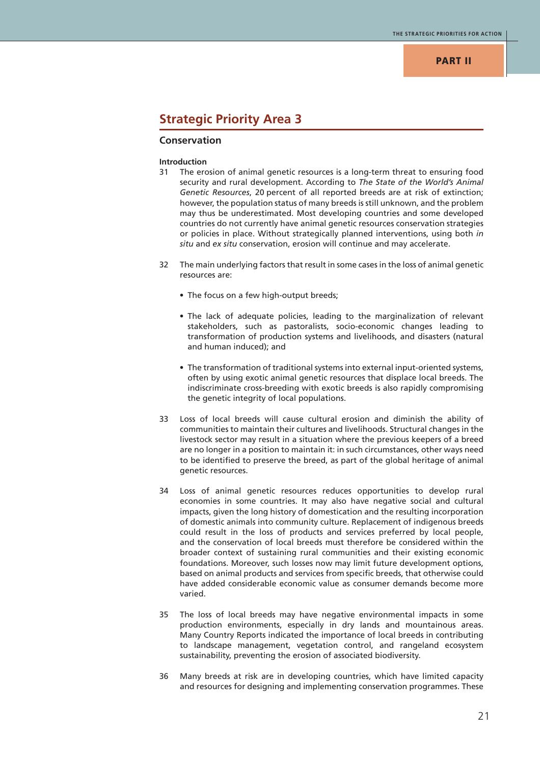## Strategic Priority Area 3

### Conservation

**Introduction**

31 The erosion of animal genetic resources is a long-term threat to ensuring food security and rural development. According to *The State of the World's Animal Genetic Resources*, 20 percent of all reported breeds are at risk of extinction; however, the population status of many breeds is still unknown, and the problem may thus be underestimated. Most developing countries and some developed countries do not currently have animal genetic resources conservation strategies or policies in place. Without strategically planned interventions, using both *in situ* and *ex situ* conservation, erosion will continue and may accelerate.

32 The main underlying factors that result in some cases in the loss of animal genetic resources are:

- The focus on a few high-output breeds;
- The lack of adequate policies, leading to the marginalization of relevant stakeholders, such as pastoralists, socio-economic changes leading to transformation of production systems and livelihoods, and disasters (natural and human induced); and
- The transformation of traditional systems into external input-oriented systems, often by using exotic animal genetic resources that displace local breeds. The indiscriminate cross-breeding with exotic breeds is also rapidly compromising the genetic integrity of local populations.

33 Loss of local breeds will cause cultural erosion and diminish the ability of communities to maintain their cultures and livelihoods. Structural changes in the livestock sector may result in a situation where the previous keepers of a breed are no longer in a position to maintain it: in such circumstances, other ways need to be identified to preserve the breed, as part of the global heritage of animal genetic resources.

34 Loss of animal genetic resources reduces opportunities to develop rural economies in some countries. It may also have negative social and cultural impacts, given the long history of domestication and the resulting incorporation of domestic animals into community culture. Replacement of indigenous breeds could result in the loss of products and services preferred by local people, and the conservation of local breeds must therefore be considered within the broader context of sustaining rural communities and their existing economic foundations. Moreover, such losses now may limit future development options, based on animal products and services from specific breeds, that otherwise could have added considerable economic value as consumer demands become more varied.

35 The loss of local breeds may have negative environmental impacts in some production environments, especially in dry lands and mountainous areas. Many Country Reports indicated the importance of local breeds in contributing to landscape management, vegetation control, and rangeland ecosystem sustainability, preventing the erosion of associated biodiversity.

36 Many breeds at risk are in developing countries, which have limited capacity and resources for designing and implementing conservation programmes. These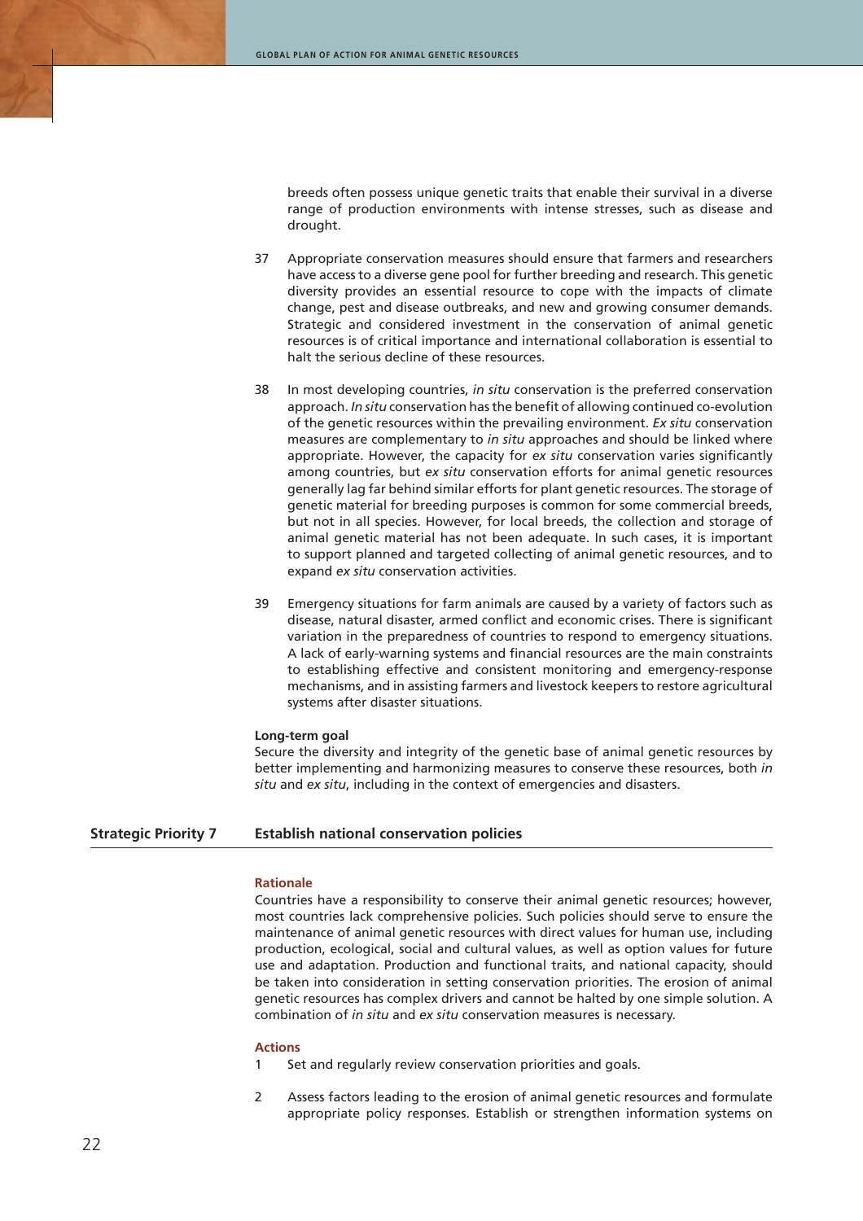breeds often possess unique genetic traits that enable their survival in a diverse range of production environments with intense stresses, such as disease and drought.

37 Appropriate conservation measures should ensure that farmers and researchers have access to a diverse gene pool for further breeding and research. This genetic diversity provides an essential resource to cope with the impacts of climate change, pest and disease outbreaks, and new and growing consumer demands. Strategic and considered investment in the conservation of animal genetic resources is of critical importance and international collaboration is essential to halt the serious decline of these resources.

38 In most developing countries, *in situ* conservation is the preferred conservation approach. *In situ* conservation has the benefit of allowing continued co-evolution of the genetic resources within the prevailing environment. *Ex situ* conservation measures are complementary to *in situ* approaches and should be linked where appropriate. However, the capacity for *ex situ* conservation varies significantly among countries, but *ex situ* conservation efforts for animal genetic resources generally lag far behind similar efforts for plant genetic resources. The storage of genetic material for breeding purposes is common for some commercial breeds, but not in all species. However, for local breeds, the collection and storage of animal genetic material has not been adequate. In such cases, it is important to support planned and targeted collecting of animal genetic resources, and to expand *ex situ* conservation activities.

39 Emergency situations for farm animals are caused by a variety of factors such as disease, natural disaster, armed conflict and economic crises. There is significant variation in the preparedness of countries to respond to emergency situations. A lack of early-warning systems and financial resources are the main constraints to establishing effective and consistent monitoring and emergency-response mechanisms, and in assisting farmers and livestock keepers to restore agricultural systems after disaster situations.

**Long-term goal**

Secure the diversity and integrity of the genetic base of animal genetic resources by better implementing and harmonizing measures to conserve these resources, both *in situ* and *ex situ*, including in the context of emergencies and disasters.

## Strategic Priority 7 Establish national conservation policies

### Rationale

Countries have a responsibility to conserve their animal genetic resources; however, most countries lack comprehensive policies. Such policies should serve to ensure the maintenance of animal genetic resources with direct values for human use, including production, ecological, social and cultural values, as well as option values for future use and adaptation. Production and functional traits, and national capacity, should be taken into consideration in setting conservation priorities. The erosion of animal genetic resources has complex drivers and cannot be halted by one simple solution. A combination of *in situ* and *ex situ* conservation measures is necessary.

### Actions

1 Set and regularly review conservation priorities and goals.

2 Assess factors leading to the erosion of animal genetic resources and formulate appropriate policy responses. Establish or strengthen information systems on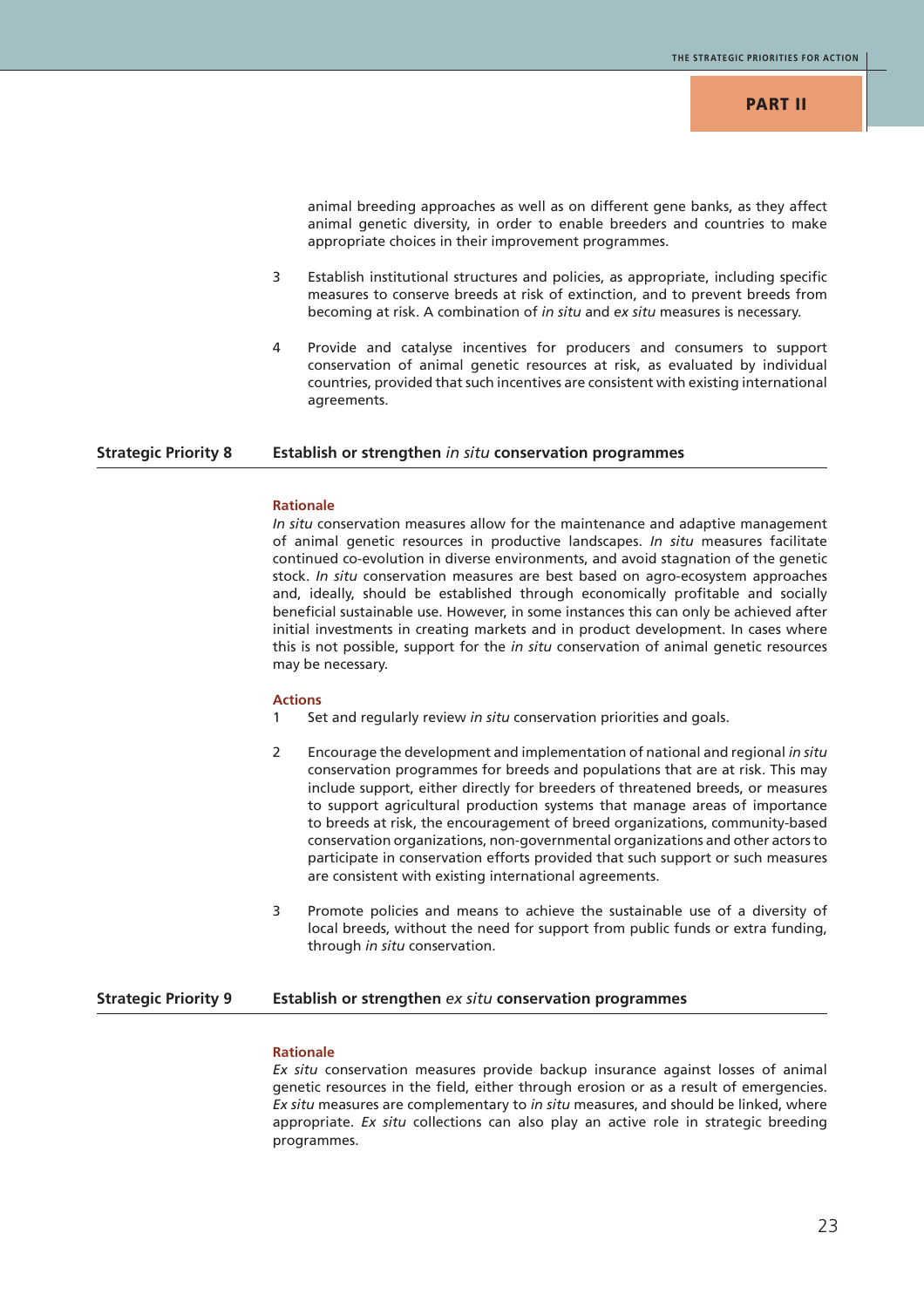animal breeding approaches as well as on different gene banks, as they affect animal genetic diversity, in order to enable breeders and countries to make appropriate choices in their improvement programmes.

3. Establish institutional structures and policies, as appropriate, including specific measures to conserve breeds at risk of extinction, and to prevent breeds from becoming at risk. A combination of *in situ* and *ex situ* measures is necessary.

4. Provide and catalyse incentives for producers and consumers to support conservation of animal genetic resources at risk, as evaluated by individual countries, provided that such incentives are consistent with existing international agreements.

## Strategic Priority 8 — Establish or strengthen *in situ* conservation programmes

**Rationale**

*In situ* conservation measures allow for the maintenance and adaptive management of animal genetic resources in productive landscapes. *In situ* measures facilitate continued co-evolution in diverse environments, and avoid stagnation of the genetic stock. *In situ* conservation measures are best based on agro-ecosystem approaches and, ideally, should be established through economically profitable and socially beneficial sustainable use. However, in some instances this can only be achieved after initial investments in creating markets and in product development. In cases where this is not possible, support for the *in situ* conservation of animal genetic resources may be necessary.

**Actions**

1. Set and regularly review *in situ* conservation priorities and goals.

2. Encourage the development and implementation of national and regional *in situ* conservation programmes for breeds and populations that are at risk. This may include support, either directly for breeders of threatened breeds, or measures to support agricultural production systems that manage areas of importance to breeds at risk, the encouragement of breed organizations, community-based conservation organizations, non-governmental organizations and other actors to participate in conservation efforts provided that such support or such measures are consistent with existing international agreements.

3. Promote policies and means to achieve the sustainable use of a diversity of local breeds, without the need for support from public funds or extra funding, through *in situ* conservation.

## Strategic Priority 9 — Establish or strengthen *ex situ* conservation programmes

**Rationale**

*Ex situ* conservation measures provide backup insurance against losses of animal genetic resources in the field, either through erosion or as a result of emergencies. *Ex situ* measures are complementary to *in situ* measures, and should be linked, where appropriate. *Ex situ* collections can also play an active role in strategic breeding programmes.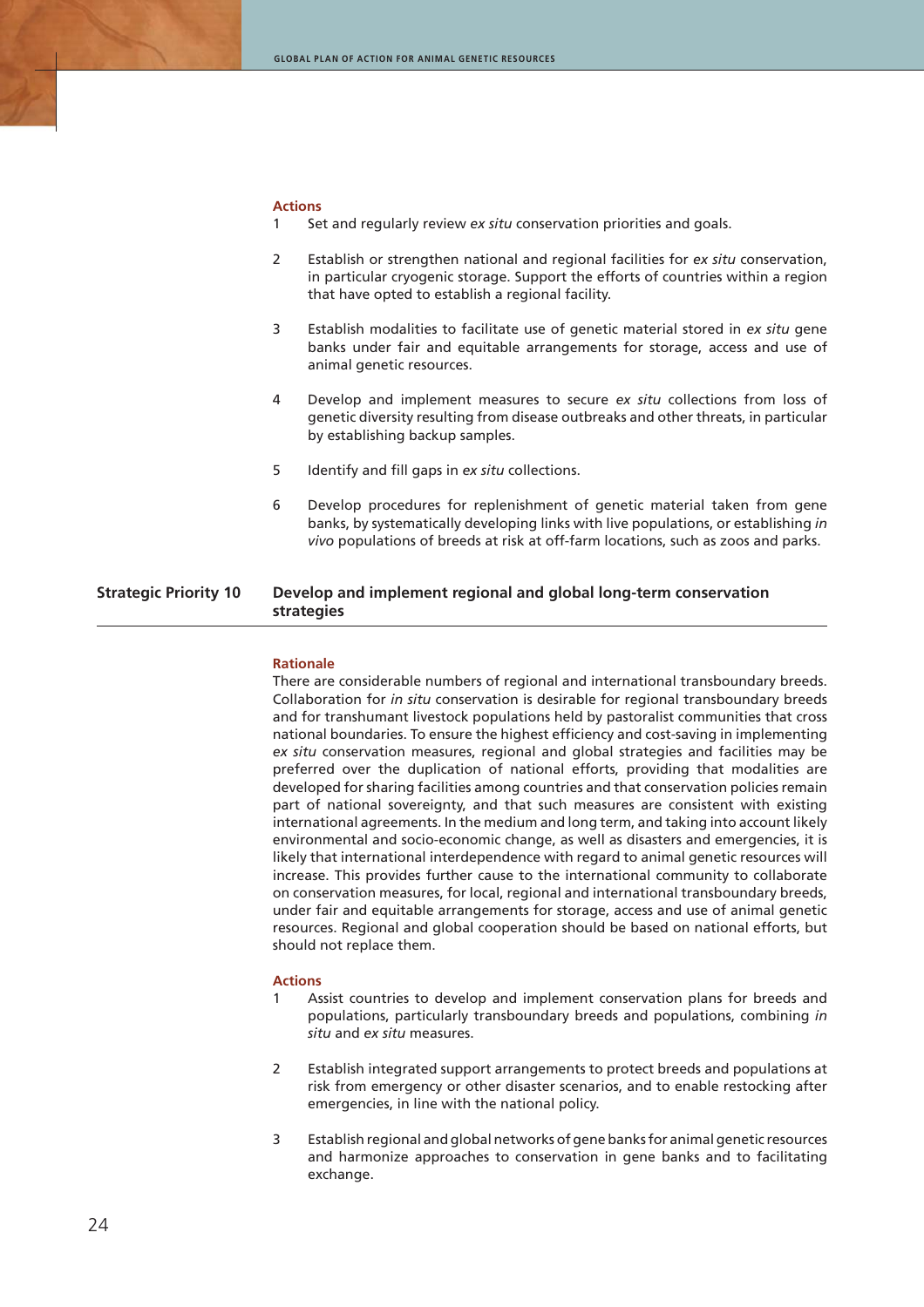**Actions**

1. Set and regularly review *ex situ* conservation priorities and goals.

2. Establish or strengthen national and regional facilities for *ex situ* conservation, in particular cryogenic storage. Support the efforts of countries within a region that have opted to establish a regional facility.

3. Establish modalities to facilitate use of genetic material stored in *ex situ* gene banks under fair and equitable arrangements for storage, access and use of animal genetic resources.

4. Develop and implement measures to secure *ex situ* collections from loss of genetic diversity resulting from disease outbreaks and other threats, in particular by establishing backup samples.

5. Identify and fill gaps in *ex situ* collections.

6. Develop procedures for replenishment of genetic material taken from gene banks, by systematically developing links with live populations, or establishing *in vivo* populations of breeds at risk at off-farm locations, such as zoos and parks.

## Strategic Priority 10 — Develop and implement regional and global long-term conservation strategies

**Rationale**

There are considerable numbers of regional and international transboundary breeds. Collaboration for *in situ* conservation is desirable for regional transboundary breeds and for transhumant livestock populations held by pastoralist communities that cross national boundaries. To ensure the highest efficiency and cost-saving in implementing *ex situ* conservation measures, regional and global strategies and facilities may be preferred over the duplication of national efforts, providing that modalities are developed for sharing facilities among countries and that conservation policies remain part of national sovereignty, and that such measures are consistent with existing international agreements. In the medium and long term, and taking into account likely environmental and socio-economic change, as well as disasters and emergencies, it is likely that international interdependence with regard to animal genetic resources will increase. This provides further cause to the international community to collaborate on conservation measures, for local, regional and international transboundary breeds, under fair and equitable arrangements for storage, access and use of animal genetic resources. Regional and global cooperation should be based on national efforts, but should not replace them.

**Actions**

1. Assist countries to develop and implement conservation plans for breeds and populations, particularly transboundary breeds and populations, combining *in situ* and *ex situ* measures.

2. Establish integrated support arrangements to protect breeds and populations at risk from emergency or other disaster scenarios, and to enable restocking after emergencies, in line with the national policy.

3. Establish regional and global networks of gene banks for animal genetic resources and harmonize approaches to conservation in gene banks and to facilitating exchange.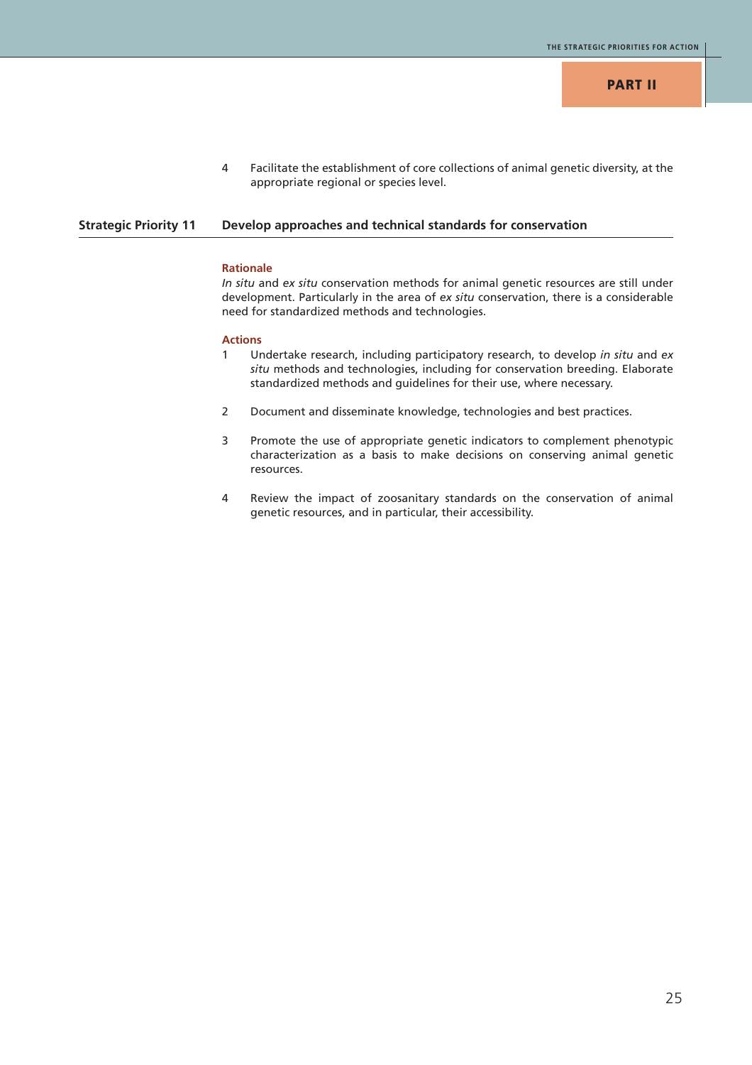4 Facilitate the establishment of core collections of animal genetic diversity, at the appropriate regional or species level.

## Strategic Priority 11 Develop approaches and technical standards for conservation

### Rationale

*In situ* and *ex situ* conservation methods for animal genetic resources are still under development. Particularly in the area of *ex situ* conservation, there is a considerable need for standardized methods and technologies.

### Actions

1 Undertake research, including participatory research, to develop *in situ* and *ex situ* methods and technologies, including for conservation breeding. Elaborate standardized methods and guidelines for their use, where necessary.

2 Document and disseminate knowledge, technologies and best practices.

3 Promote the use of appropriate genetic indicators to complement phenotypic characterization as a basis to make decisions on conserving animal genetic resources.

4 Review the impact of zoosanitary standards on the conservation of animal genetic resources, and in particular, their accessibility.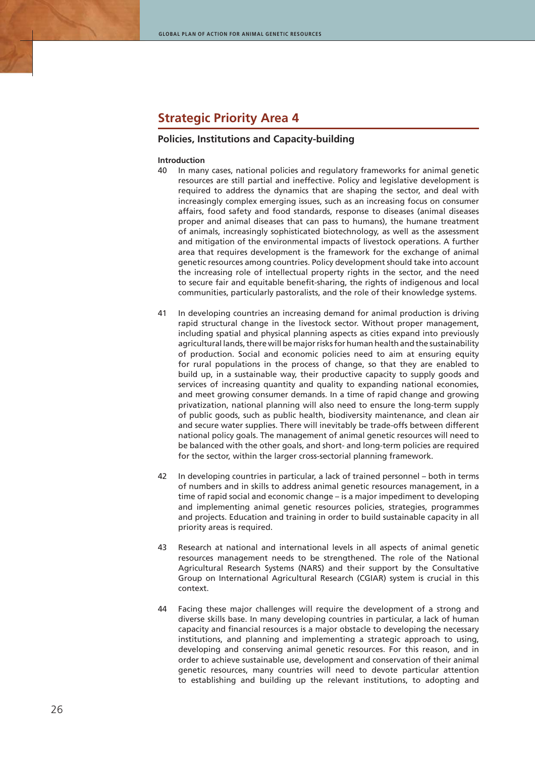## Strategic Priority Area 4

### Policies, Institutions and Capacity-building

**Introduction**

40 In many cases, national policies and regulatory frameworks for animal genetic resources are still partial and ineffective. Policy and legislative development is required to address the dynamics that are shaping the sector, and deal with increasingly complex emerging issues, such as an increasing focus on consumer affairs, food safety and food standards, response to diseases (animal diseases proper and animal diseases that can pass to humans), the humane treatment of animals, increasingly sophisticated biotechnology, as well as the assessment and mitigation of the environmental impacts of livestock operations. A further area that requires development is the framework for the exchange of animal genetic resources among countries. Policy development should take into account the increasing role of intellectual property rights in the sector, and the need to secure fair and equitable benefit-sharing, the rights of indigenous and local communities, particularly pastoralists, and the role of their knowledge systems.

41 In developing countries an increasing demand for animal production is driving rapid structural change in the livestock sector. Without proper management, including spatial and physical planning aspects as cities expand into previously agricultural lands, there will be major risks for human health and the sustainability of production. Social and economic policies need to aim at ensuring equity for rural populations in the process of change, so that they are enabled to build up, in a sustainable way, their productive capacity to supply goods and services of increasing quantity and quality to expanding national economies, and meet growing consumer demands. In a time of rapid change and growing privatization, national planning will also need to ensure the long-term supply of public goods, such as public health, biodiversity maintenance, and clean air and secure water supplies. There will inevitably be trade-offs between different national policy goals. The management of animal genetic resources will need to be balanced with the other goals, and short- and long-term policies are required for the sector, within the larger cross-sectorial planning framework.

42 In developing countries in particular, a lack of trained personnel – both in terms of numbers and in skills to address animal genetic resources management, in a time of rapid social and economic change – is a major impediment to developing and implementing animal genetic resources policies, strategies, programmes and projects. Education and training in order to build sustainable capacity in all priority areas is required.

43 Research at national and international levels in all aspects of animal genetic resources management needs to be strengthened. The role of the National Agricultural Research Systems (NARS) and their support by the Consultative Group on International Agricultural Research (CGIAR) system is crucial in this context.

44 Facing these major challenges will require the development of a strong and diverse skills base. In many developing countries in particular, a lack of human capacity and financial resources is a major obstacle to developing the necessary institutions, and planning and implementing a strategic approach to using, developing and conserving animal genetic resources. For this reason, and in order to achieve sustainable use, development and conservation of their animal genetic resources, many countries will need to devote particular attention to establishing and building up the relevant institutions, to adopting and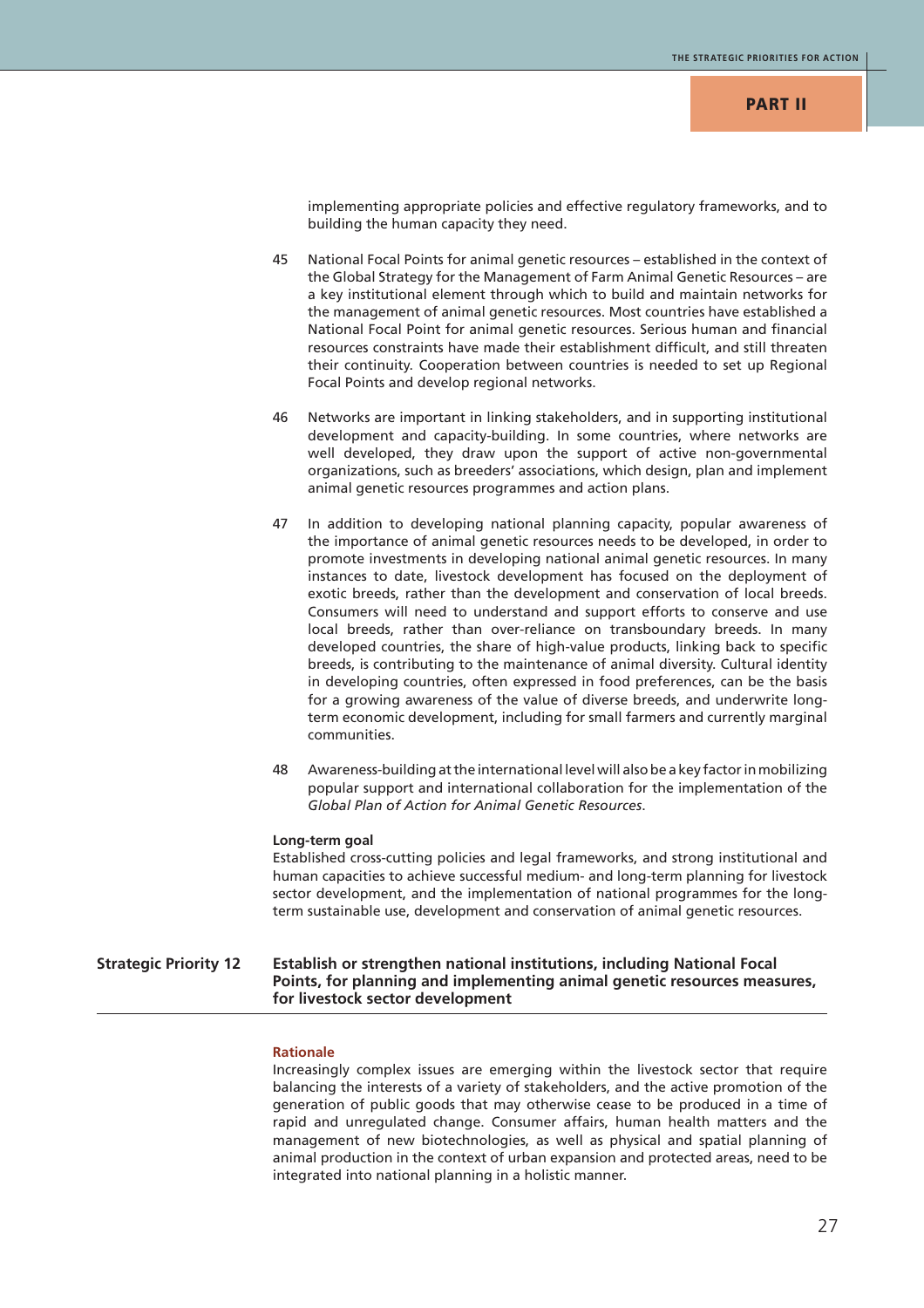implementing appropriate policies and effective regulatory frameworks, and to building the human capacity they need.

45 National Focal Points for animal genetic resources – established in the context of the Global Strategy for the Management of Farm Animal Genetic Resources – are a key institutional element through which to build and maintain networks for the management of animal genetic resources. Most countries have established a National Focal Point for animal genetic resources. Serious human and financial resources constraints have made their establishment difficult, and still threaten their continuity. Cooperation between countries is needed to set up Regional Focal Points and develop regional networks.

46 Networks are important in linking stakeholders, and in supporting institutional development and capacity-building. In some countries, where networks are well developed, they draw upon the support of active non-governmental organizations, such as breeders' associations, which design, plan and implement animal genetic resources programmes and action plans.

47 In addition to developing national planning capacity, popular awareness of the importance of animal genetic resources needs to be developed, in order to promote investments in developing national animal genetic resources. In many instances to date, livestock development has focused on the deployment of exotic breeds, rather than the development and conservation of local breeds. Consumers will need to understand and support efforts to conserve and use local breeds, rather than over-reliance on transboundary breeds. In many developed countries, the share of high-value products, linking back to specific breeds, is contributing to the maintenance of animal diversity. Cultural identity in developing countries, often expressed in food preferences, can be the basis for a growing awareness of the value of diverse breeds, and underwrite long-term economic development, including for small farmers and currently marginal communities.

48 Awareness-building at the international level will also be a key factor in mobilizing popular support and international collaboration for the implementation of the *Global Plan of Action for Animal Genetic Resources*.

**Long-term goal**

Established cross-cutting policies and legal frameworks, and strong institutional and human capacities to achieve successful medium- and long-term planning for livestock sector development, and the implementation of national programmes for the long-term sustainable use, development and conservation of animal genetic resources.

## Strategic Priority 12 — Establish or strengthen national institutions, including National Focal Points, for planning and implementing animal genetic resources measures, for livestock sector development

**Rationale**

Increasingly complex issues are emerging within the livestock sector that require balancing the interests of a variety of stakeholders, and the active promotion of the generation of public goods that may otherwise cease to be produced in a time of rapid and unregulated change. Consumer affairs, human health matters and the management of new biotechnologies, as well as physical and spatial planning of animal production in the context of urban expansion and protected areas, need to be integrated into national planning in a holistic manner.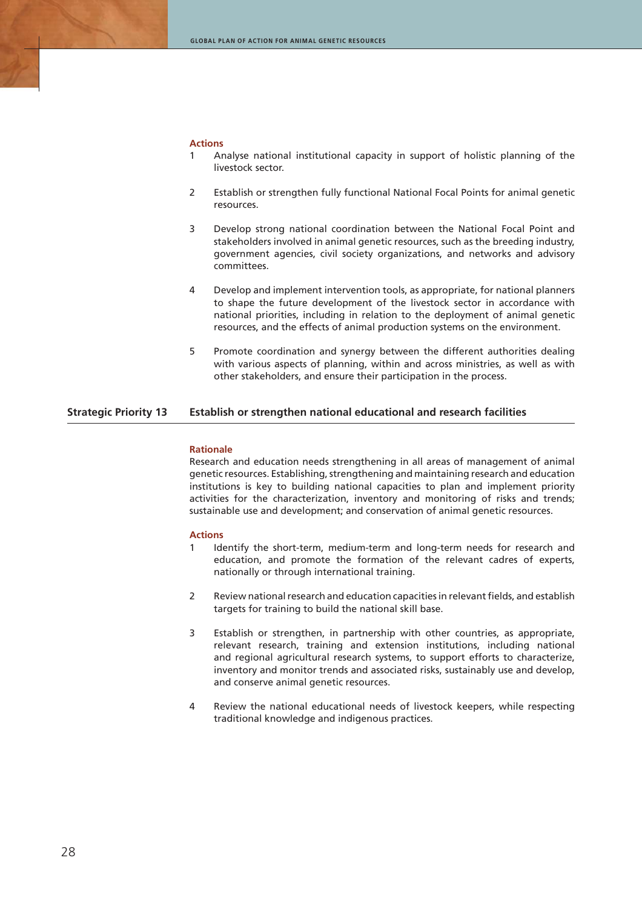**Actions**

1 Analyse national institutional capacity in support of holistic planning of the livestock sector.

2 Establish or strengthen fully functional National Focal Points for animal genetic resources.

3 Develop strong national coordination between the National Focal Point and stakeholders involved in animal genetic resources, such as the breeding industry, government agencies, civil society organizations, and networks and advisory committees.

4 Develop and implement intervention tools, as appropriate, for national planners to shape the future development of the livestock sector in accordance with national priorities, including in relation to the deployment of animal genetic resources, and the effects of animal production systems on the environment.

5 Promote coordination and synergy between the different authorities dealing with various aspects of planning, within and across ministries, as well as with other stakeholders, and ensure their participation in the process.

## Strategic Priority 13 Establish or strengthen national educational and research facilities

**Rationale**

Research and education needs strengthening in all areas of management of animal genetic resources. Establishing, strengthening and maintaining research and education institutions is key to building national capacities to plan and implement priority activities for the characterization, inventory and monitoring of risks and trends; sustainable use and development; and conservation of animal genetic resources.

**Actions**

1 Identify the short-term, medium-term and long-term needs for research and education, and promote the formation of the relevant cadres of experts, nationally or through international training.

2 Review national research and education capacities in relevant fields, and establish targets for training to build the national skill base.

3 Establish or strengthen, in partnership with other countries, as appropriate, relevant research, training and extension institutions, including national and regional agricultural research systems, to support efforts to characterize, inventory and monitor trends and associated risks, sustainably use and develop, and conserve animal genetic resources.

4 Review the national educational needs of livestock keepers, while respecting traditional knowledge and indigenous practices.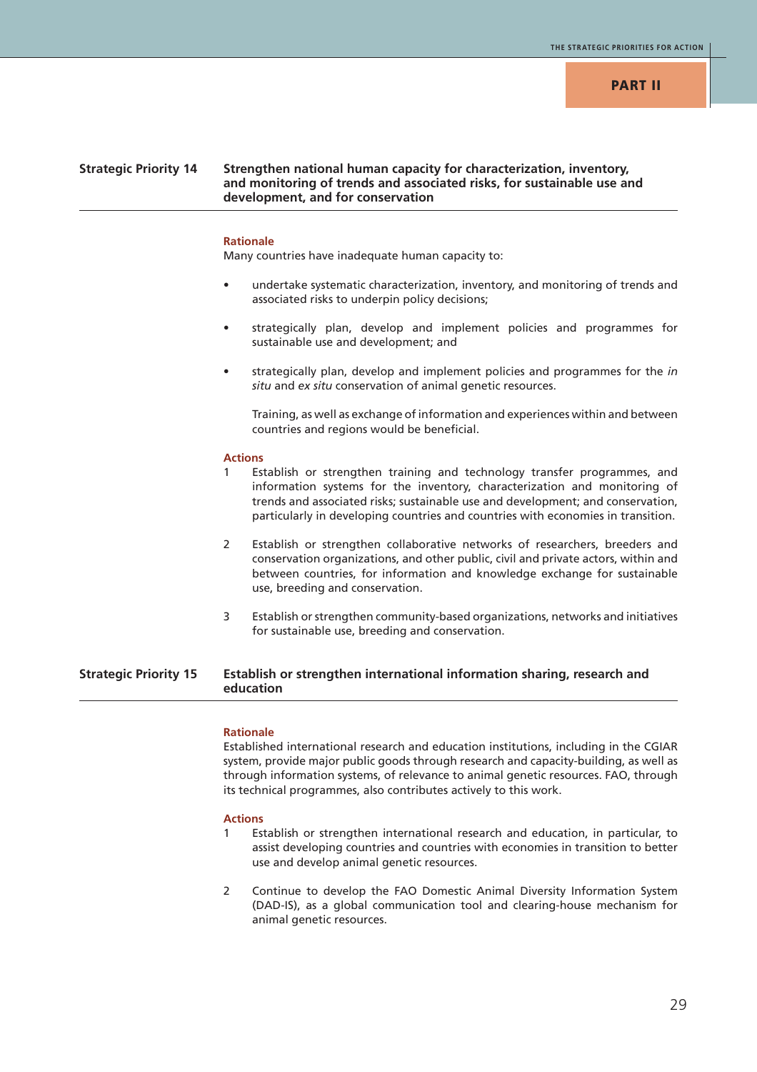## Strategic Priority 14 — Strengthen national human capacity for characterization, inventory, and monitoring of trends and associated risks, for sustainable use and development, and for conservation

**Rationale**

Many countries have inadequate human capacity to:

- undertake systematic characterization, inventory, and monitoring of trends and associated risks to underpin policy decisions;
- strategically plan, develop and implement policies and programmes for sustainable use and development; and
- strategically plan, develop and implement policies and programmes for the *in situ* and *ex situ* conservation of animal genetic resources.

  Training, as well as exchange of information and experiences within and between countries and regions would be beneficial.

**Actions**

1. Establish or strengthen training and technology transfer programmes, and information systems for the inventory, characterization and monitoring of trends and associated risks; sustainable use and development; and conservation, particularly in developing countries and countries with economies in transition.

2. Establish or strengthen collaborative networks of researchers, breeders and conservation organizations, and other public, civil and private actors, within and between countries, for information and knowledge exchange for sustainable use, breeding and conservation.

3. Establish or strengthen community-based organizations, networks and initiatives for sustainable use, breeding and conservation.

## Strategic Priority 15 — Establish or strengthen international information sharing, research and education

**Rationale**

Established international research and education institutions, including in the CGIAR system, provide major public goods through research and capacity-building, as well as through information systems, of relevance to animal genetic resources. FAO, through its technical programmes, also contributes actively to this work.

**Actions**

1. Establish or strengthen international research and education, in particular, to assist developing countries and countries with economies in transition to better use and develop animal genetic resources.

2. Continue to develop the FAO Domestic Animal Diversity Information System (DAD-IS), as a global communication tool and clearing-house mechanism for animal genetic resources.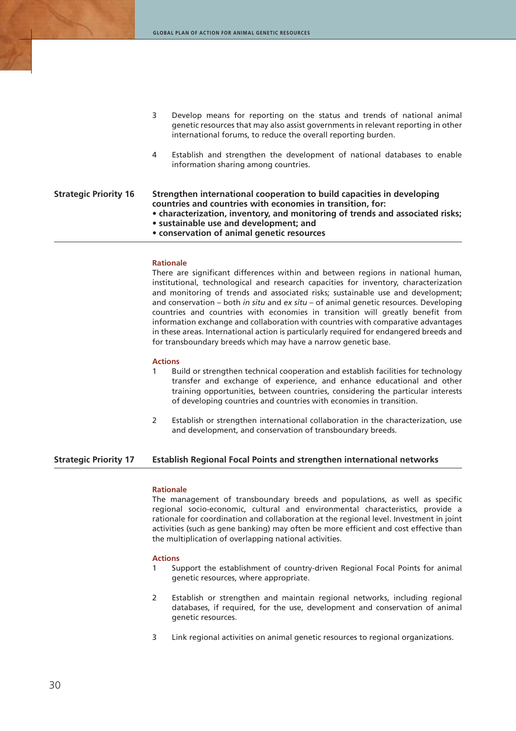3 Develop means for reporting on the status and trends of national animal genetic resources that may also assist governments in relevant reporting in other international forums, to reduce the overall reporting burden.

4 Establish and strengthen the development of national databases to enable information sharing among countries.

## Strategic Priority 16 — Strengthen international cooperation to build capacities in developing countries and countries with economies in transition, for:

- **characterization, inventory, and monitoring of trends and associated risks;**
- **sustainable use and development; and**
- **conservation of animal genetic resources**

### Rationale

There are significant differences within and between regions in national human, institutional, technological and research capacities for inventory, characterization and monitoring of trends and associated risks; sustainable use and development; and conservation – both *in situ* and *ex situ* – of animal genetic resources. Developing countries and countries with economies in transition will greatly benefit from information exchange and collaboration with countries with comparative advantages in these areas. International action is particularly required for endangered breeds and for transboundary breeds which may have a narrow genetic base.

### Actions

1 Build or strengthen technical cooperation and establish facilities for technology transfer and exchange of experience, and enhance educational and other training opportunities, between countries, considering the particular interests of developing countries and countries with economies in transition.

2 Establish or strengthen international collaboration in the characterization, use and development, and conservation of transboundary breeds.

## Strategic Priority 17 — Establish Regional Focal Points and strengthen international networks

### Rationale

The management of transboundary breeds and populations, as well as specific regional socio-economic, cultural and environmental characteristics, provide a rationale for coordination and collaboration at the regional level. Investment in joint activities (such as gene banking) may often be more efficient and cost effective than the multiplication of overlapping national activities.

### Actions

1 Support the establishment of country-driven Regional Focal Points for animal genetic resources, where appropriate.

2 Establish or strengthen and maintain regional networks, including regional databases, if required, for the use, development and conservation of animal genetic resources.

3 Link regional activities on animal genetic resources to regional organizations.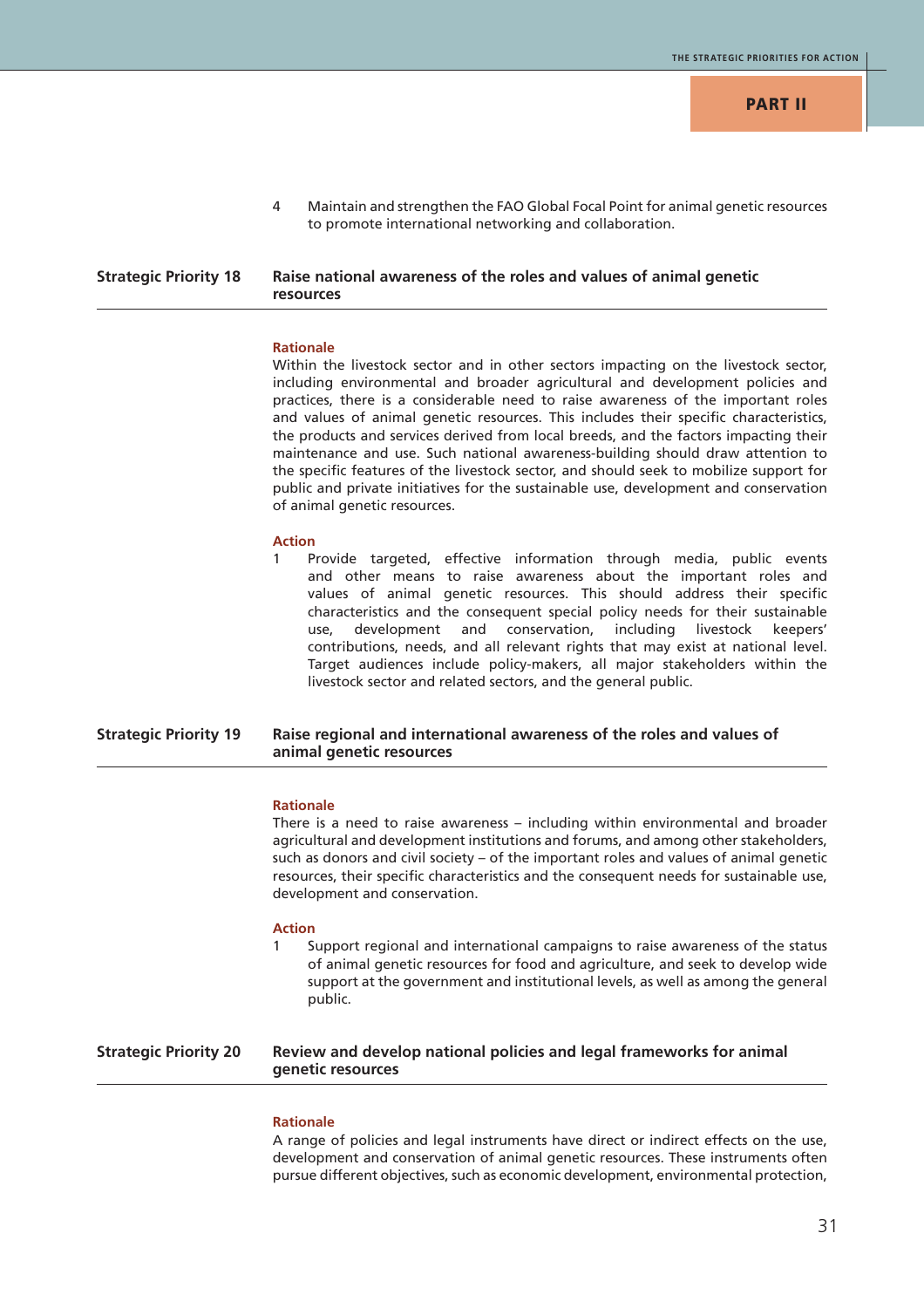4 Maintain and strengthen the FAO Global Focal Point for animal genetic resources to promote international networking and collaboration.

## Strategic Priority 18 — Raise national awareness of the roles and values of animal genetic resources

**Rationale**

Within the livestock sector and in other sectors impacting on the livestock sector, including environmental and broader agricultural and development policies and practices, there is a considerable need to raise awareness of the important roles and values of animal genetic resources. This includes their specific characteristics, the products and services derived from local breeds, and the factors impacting their maintenance and use. Such national awareness-building should draw attention to the specific features of the livestock sector, and should seek to mobilize support for public and private initiatives for the sustainable use, development and conservation of animal genetic resources.

**Action**

1 Provide targeted, effective information through media, public events and other means to raise awareness about the important roles and values of animal genetic resources. This should address their specific characteristics and the consequent special policy needs for their sustainable use, development and conservation, including livestock keepers' contributions, needs, and all relevant rights that may exist at national level. Target audiences include policy-makers, all major stakeholders within the livestock sector and related sectors, and the general public.

## Strategic Priority 19 — Raise regional and international awareness of the roles and values of animal genetic resources

**Rationale**

There is a need to raise awareness – including within environmental and broader agricultural and development institutions and forums, and among other stakeholders, such as donors and civil society – of the important roles and values of animal genetic resources, their specific characteristics and the consequent needs for sustainable use, development and conservation.

**Action**

1 Support regional and international campaigns to raise awareness of the status of animal genetic resources for food and agriculture, and seek to develop wide support at the government and institutional levels, as well as among the general public.

## Strategic Priority 20 — Review and develop national policies and legal frameworks for animal genetic resources

**Rationale**

A range of policies and legal instruments have direct or indirect effects on the use, development and conservation of animal genetic resources. These instruments often pursue different objectives, such as economic development, environmental protection,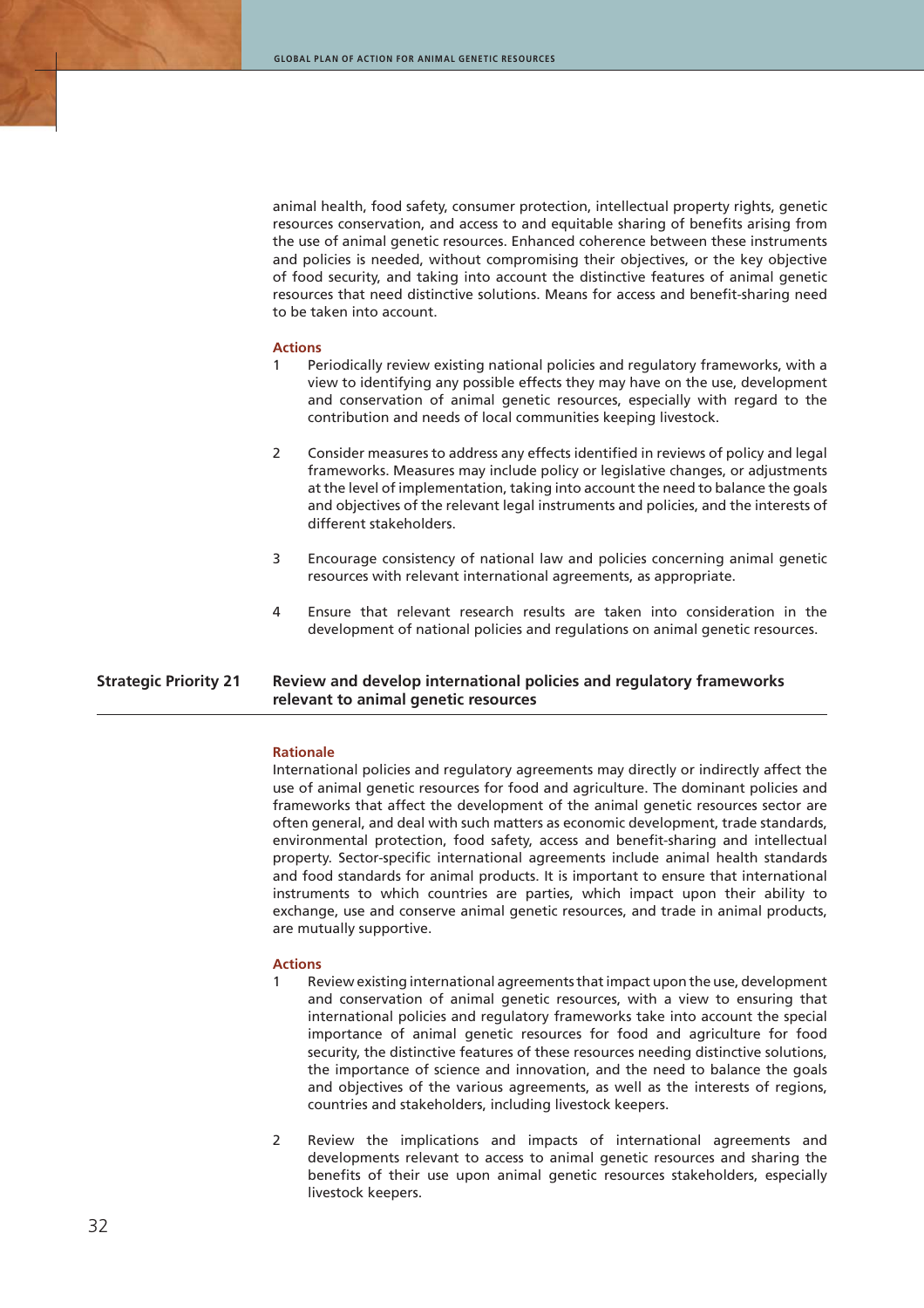animal health, food safety, consumer protection, intellectual property rights, genetic resources conservation, and access to and equitable sharing of benefits arising from the use of animal genetic resources. Enhanced coherence between these instruments and policies is needed, without compromising their objectives, or the key objective of food security, and taking into account the distinctive features of animal genetic resources that need distinctive solutions. Means for access and benefit-sharing need to be taken into account.

**Actions**

1. Periodically review existing national policies and regulatory frameworks, with a view to identifying any possible effects they may have on the use, development and conservation of animal genetic resources, especially with regard to the contribution and needs of local communities keeping livestock.

2. Consider measures to address any effects identified in reviews of policy and legal frameworks. Measures may include policy or legislative changes, or adjustments at the level of implementation, taking into account the need to balance the goals and objectives of the relevant legal instruments and policies, and the interests of different stakeholders.

3. Encourage consistency of national law and policies concerning animal genetic resources with relevant international agreements, as appropriate.

4. Ensure that relevant research results are taken into consideration in the development of national policies and regulations on animal genetic resources.

## Strategic Priority 21 — Review and develop international policies and regulatory frameworks relevant to animal genetic resources

**Rationale**

International policies and regulatory agreements may directly or indirectly affect the use of animal genetic resources for food and agriculture. The dominant policies and frameworks that affect the development of the animal genetic resources sector are often general, and deal with such matters as economic development, trade standards, environmental protection, food safety, access and benefit-sharing and intellectual property. Sector-specific international agreements include animal health standards and food standards for animal products. It is important to ensure that international instruments to which countries are parties, which impact upon their ability to exchange, use and conserve animal genetic resources, and trade in animal products, are mutually supportive.

**Actions**

1. Review existing international agreements that impact upon the use, development and conservation of animal genetic resources, with a view to ensuring that international policies and regulatory frameworks take into account the special importance of animal genetic resources for food and agriculture for food security, the distinctive features of these resources needing distinctive solutions, the importance of science and innovation, and the need to balance the goals and objectives of the various agreements, as well as the interests of regions, countries and stakeholders, including livestock keepers.

2. Review the implications and impacts of international agreements and developments relevant to access to animal genetic resources and sharing the benefits of their use upon animal genetic resources stakeholders, especially livestock keepers.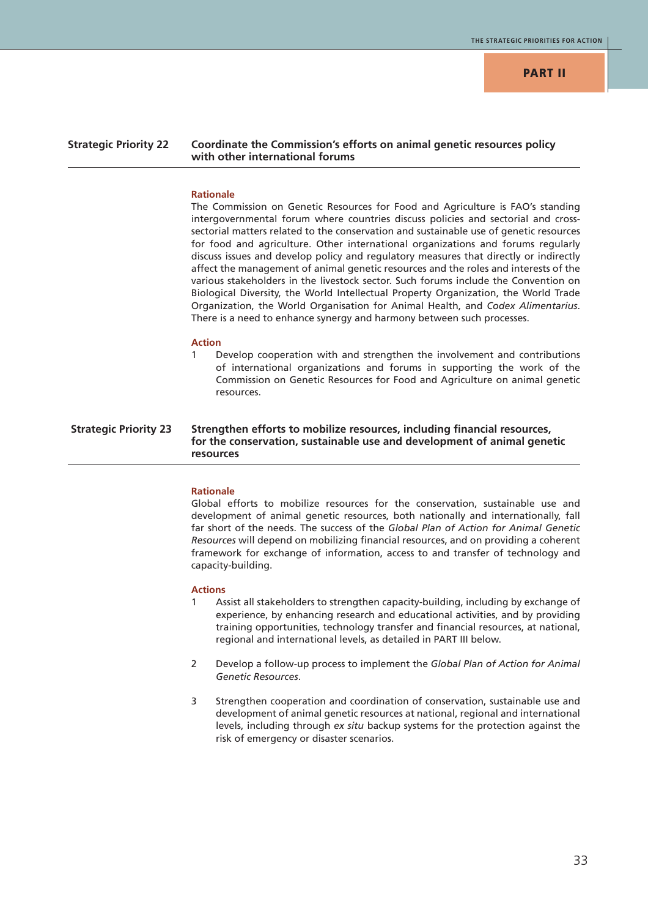## Strategic Priority 22 — Coordinate the Commission's efforts on animal genetic resources policy with other international forums

### Rationale

The Commission on Genetic Resources for Food and Agriculture is FAO's standing intergovernmental forum where countries discuss policies and sectorial and cross-sectorial matters related to the conservation and sustainable use of genetic resources for food and agriculture. Other international organizations and forums regularly discuss issues and develop policy and regulatory measures that directly or indirectly affect the management of animal genetic resources and the roles and interests of the various stakeholders in the livestock sector. Such forums include the Convention on Biological Diversity, the World Intellectual Property Organization, the World Trade Organization, the World Organisation for Animal Health, and *Codex Alimentarius*. There is a need to enhance synergy and harmony between such processes.

### Action

1. Develop cooperation with and strengthen the involvement and contributions of international organizations and forums in supporting the work of the Commission on Genetic Resources for Food and Agriculture on animal genetic resources.

## Strategic Priority 23 — Strengthen efforts to mobilize resources, including financial resources, for the conservation, sustainable use and development of animal genetic resources

### Rationale

Global efforts to mobilize resources for the conservation, sustainable use and development of animal genetic resources, both nationally and internationally, fall far short of the needs. The success of the *Global Plan of Action for Animal Genetic Resources* will depend on mobilizing financial resources, and on providing a coherent framework for exchange of information, access to and transfer of technology and capacity-building.

### Actions

1. Assist all stakeholders to strengthen capacity-building, including by exchange of experience, by enhancing research and educational activities, and by providing training opportunities, technology transfer and financial resources, at national, regional and international levels, as detailed in PART III below.

2. Develop a follow-up process to implement the *Global Plan of Action for Animal Genetic Resources*.

3. Strengthen cooperation and coordination of conservation, sustainable use and development of animal genetic resources at national, regional and international levels, including through *ex situ* backup systems for the protection against the risk of emergency or disaster scenarios.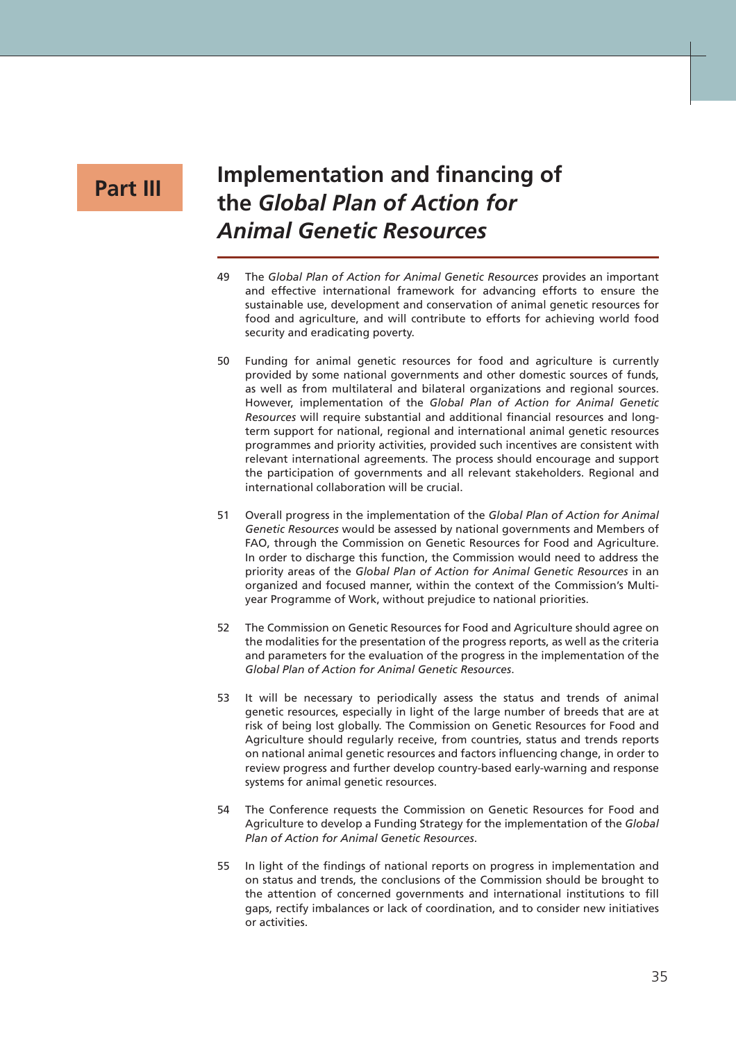# Part III

# Implementation and financing of the *Global Plan of Action for Animal Genetic Resources*

49 The *Global Plan of Action for Animal Genetic Resources* provides an important and effective international framework for advancing efforts to ensure the sustainable use, development and conservation of animal genetic resources for food and agriculture, and will contribute to efforts for achieving world food security and eradicating poverty.

50 Funding for animal genetic resources for food and agriculture is currently provided by some national governments and other domestic sources of funds, as well as from multilateral and bilateral organizations and regional sources. However, implementation of the *Global Plan of Action for Animal Genetic Resources* will require substantial and additional financial resources and long-term support for national, regional and international animal genetic resources programmes and priority activities, provided such incentives are consistent with relevant international agreements. The process should encourage and support the participation of governments and all relevant stakeholders. Regional and international collaboration will be crucial.

51 Overall progress in the implementation of the *Global Plan of Action for Animal Genetic Resources* would be assessed by national governments and Members of FAO, through the Commission on Genetic Resources for Food and Agriculture. In order to discharge this function, the Commission would need to address the priority areas of the *Global Plan of Action for Animal Genetic Resources* in an organized and focused manner, within the context of the Commission's Multi-year Programme of Work, without prejudice to national priorities.

52 The Commission on Genetic Resources for Food and Agriculture should agree on the modalities for the presentation of the progress reports, as well as the criteria and parameters for the evaluation of the progress in the implementation of the *Global Plan of Action for Animal Genetic Resources*.

53 It will be necessary to periodically assess the status and trends of animal genetic resources, especially in light of the large number of breeds that are at risk of being lost globally. The Commission on Genetic Resources for Food and Agriculture should regularly receive, from countries, status and trends reports on national animal genetic resources and factors influencing change, in order to review progress and further develop country-based early-warning and response systems for animal genetic resources.

54 The Conference requests the Commission on Genetic Resources for Food and Agriculture to develop a Funding Strategy for the implementation of the *Global Plan of Action for Animal Genetic Resources*.

55 In light of the findings of national reports on progress in implementation and on status and trends, the conclusions of the Commission should be brought to the attention of concerned governments and international institutions to fill gaps, rectify imbalances or lack of coordination, and to consider new initiatives or activities.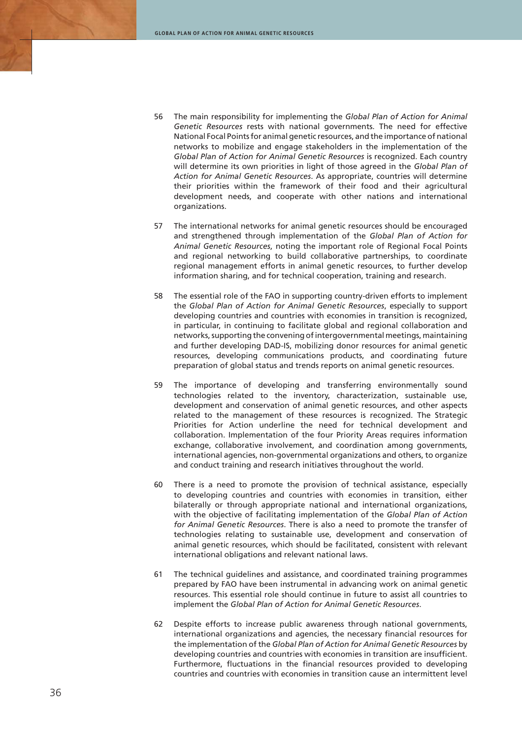56 The main responsibility for implementing the *Global Plan of Action for Animal Genetic Resources* rests with national governments. The need for effective National Focal Points for animal genetic resources, and the importance of national networks to mobilize and engage stakeholders in the implementation of the *Global Plan of Action for Animal Genetic Resources* is recognized. Each country will determine its own priorities in light of those agreed in the *Global Plan of Action for Animal Genetic Resources*. As appropriate, countries will determine their priorities within the framework of their food and their agricultural development needs, and cooperate with other nations and international organizations.

57 The international networks for animal genetic resources should be encouraged and strengthened through implementation of the *Global Plan of Action for Animal Genetic Resources*, noting the important role of Regional Focal Points and regional networking to build collaborative partnerships, to coordinate regional management efforts in animal genetic resources, to further develop information sharing, and for technical cooperation, training and research.

58 The essential role of the FAO in supporting country-driven efforts to implement the *Global Plan of Action for Animal Genetic Resources*, especially to support developing countries and countries with economies in transition is recognized, in particular, in continuing to facilitate global and regional collaboration and networks, supporting the convening of intergovernmental meetings, maintaining and further developing DAD-IS, mobilizing donor resources for animal genetic resources, developing communications products, and coordinating future preparation of global status and trends reports on animal genetic resources.

59 The importance of developing and transferring environmentally sound technologies related to the inventory, characterization, sustainable use, development and conservation of animal genetic resources, and other aspects related to the management of these resources is recognized. The Strategic Priorities for Action underline the need for technical development and collaboration. Implementation of the four Priority Areas requires information exchange, collaborative involvement, and coordination among governments, international agencies, non-governmental organizations and others, to organize and conduct training and research initiatives throughout the world.

60 There is a need to promote the provision of technical assistance, especially to developing countries and countries with economies in transition, either bilaterally or through appropriate national and international organizations, with the objective of facilitating implementation of the *Global Plan of Action for Animal Genetic Resources*. There is also a need to promote the transfer of technologies relating to sustainable use, development and conservation of animal genetic resources, which should be facilitated, consistent with relevant international obligations and relevant national laws.

61 The technical guidelines and assistance, and coordinated training programmes prepared by FAO have been instrumental in advancing work on animal genetic resources. This essential role should continue in future to assist all countries to implement the *Global Plan of Action for Animal Genetic Resources*.

62 Despite efforts to increase public awareness through national governments, international organizations and agencies, the necessary financial resources for the implementation of the *Global Plan of Action for Animal Genetic Resources* by developing countries and countries with economies in transition are insufficient. Furthermore, fluctuations in the financial resources provided to developing countries and countries with economies in transition cause an intermittent level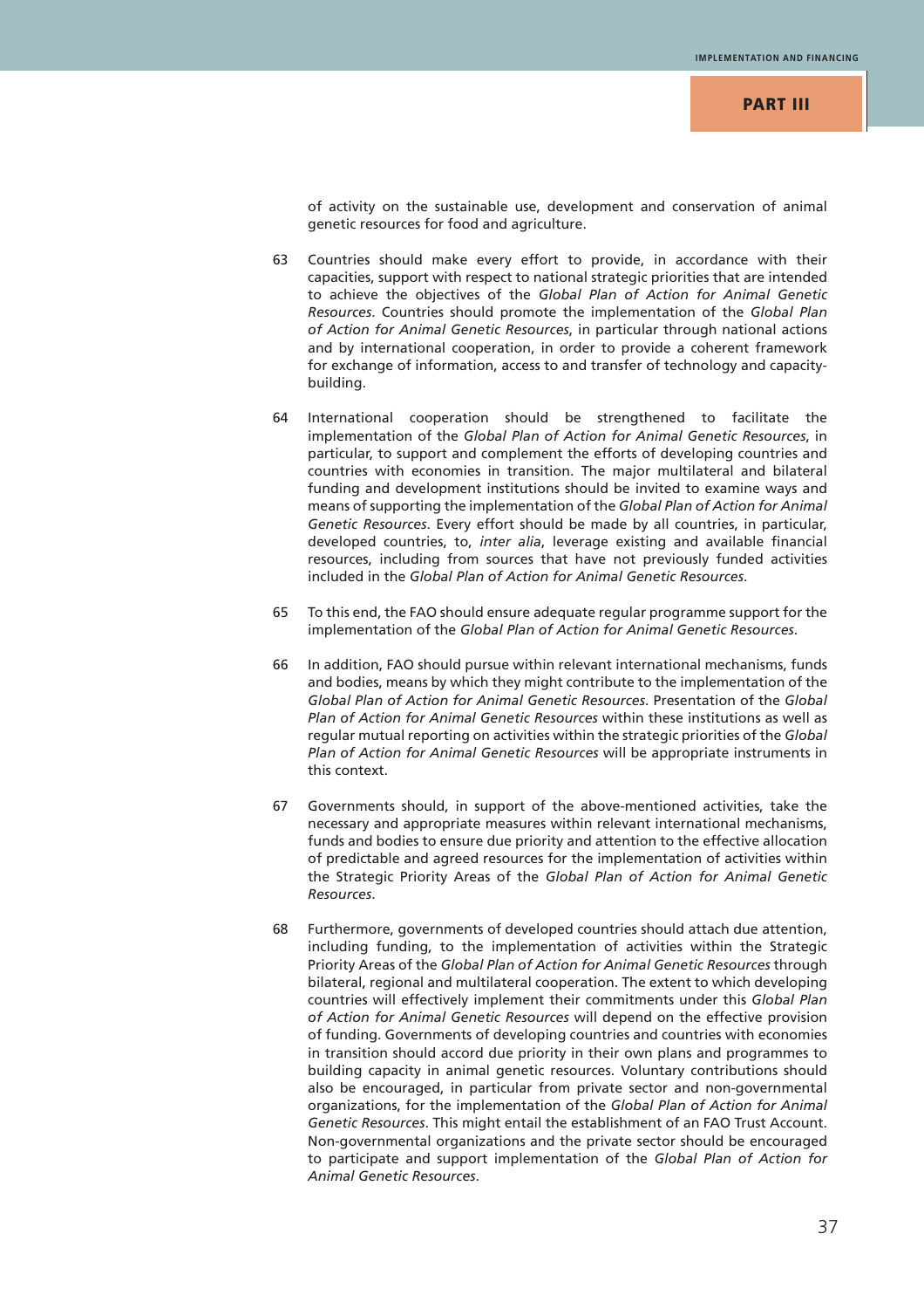of activity on the sustainable use, development and conservation of animal genetic resources for food and agriculture.

63 Countries should make every effort to provide, in accordance with their capacities, support with respect to national strategic priorities that are intended to achieve the objectives of the *Global Plan of Action for Animal Genetic Resources*. Countries should promote the implementation of the *Global Plan of Action for Animal Genetic Resources*, in particular through national actions and by international cooperation, in order to provide a coherent framework for exchange of information, access to and transfer of technology and capacity-building.

64 International cooperation should be strengthened to facilitate the implementation of the *Global Plan of Action for Animal Genetic Resources*, in particular, to support and complement the efforts of developing countries and countries with economies in transition. The major multilateral and bilateral funding and development institutions should be invited to examine ways and means of supporting the implementation of the *Global Plan of Action for Animal Genetic Resources*. Every effort should be made by all countries, in particular, developed countries, to, *inter alia*, leverage existing and available financial resources, including from sources that have not previously funded activities included in the *Global Plan of Action for Animal Genetic Resources*.

65 To this end, the FAO should ensure adequate regular programme support for the implementation of the *Global Plan of Action for Animal Genetic Resources*.

66 In addition, FAO should pursue within relevant international mechanisms, funds and bodies, means by which they might contribute to the implementation of the *Global Plan of Action for Animal Genetic Resources*. Presentation of the *Global Plan of Action for Animal Genetic Resources* within these institutions as well as regular mutual reporting on activities within the strategic priorities of the *Global Plan of Action for Animal Genetic Resources* will be appropriate instruments in this context.

67 Governments should, in support of the above-mentioned activities, take the necessary and appropriate measures within relevant international mechanisms, funds and bodies to ensure due priority and attention to the effective allocation of predictable and agreed resources for the implementation of activities within the Strategic Priority Areas of the *Global Plan of Action for Animal Genetic Resources*.

68 Furthermore, governments of developed countries should attach due attention, including funding, to the implementation of activities within the Strategic Priority Areas of the *Global Plan of Action for Animal Genetic Resources* through bilateral, regional and multilateral cooperation. The extent to which developing countries will effectively implement their commitments under this *Global Plan of Action for Animal Genetic Resources* will depend on the effective provision of funding. Governments of developing countries and countries with economies in transition should accord due priority in their own plans and programmes to building capacity in animal genetic resources. Voluntary contributions should also be encouraged, in particular from private sector and non-governmental organizations, for the implementation of the *Global Plan of Action for Animal Genetic Resources*. This might entail the establishment of an FAO Trust Account. Non-governmental organizations and the private sector should be encouraged to participate and support implementation of the *Global Plan of Action for Animal Genetic Resources*.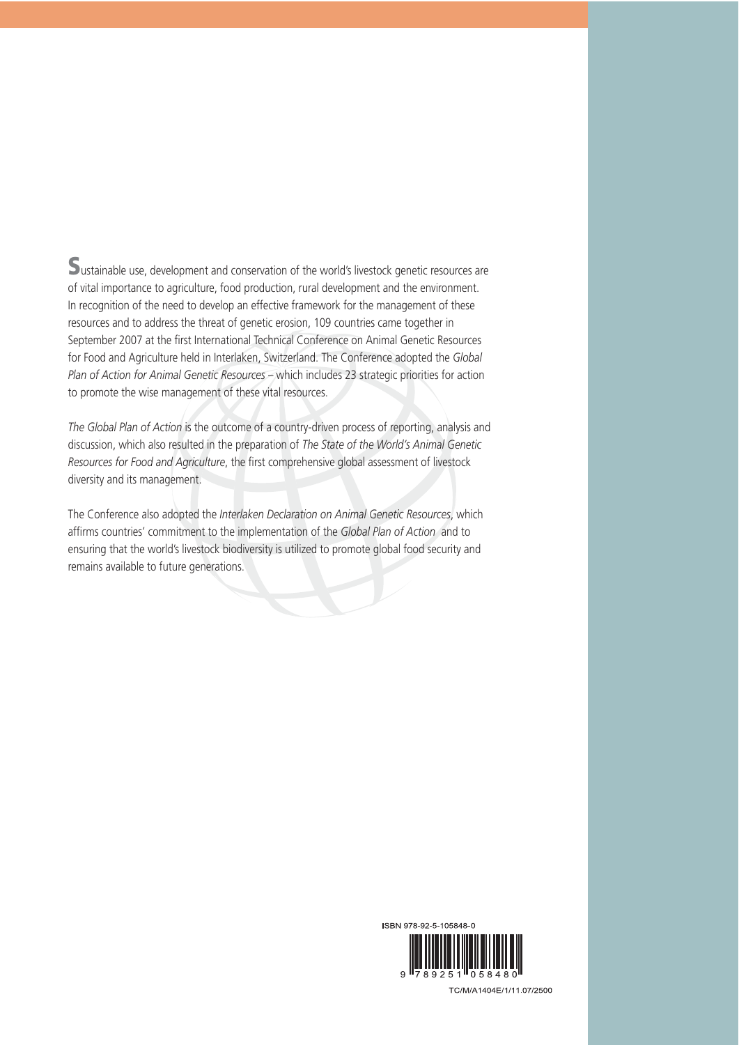**S**ustainable use, development and conservation of the world's livestock genetic resources are of vital importance to agriculture, food production, rural development and the environment. In recognition of the need to develop an effective framework for the management of these resources and to address the threat of genetic erosion, 109 countries came together in September 2007 at the first International Technical Conference on Animal Genetic Resources for Food and Agriculture held in Interlaken, Switzerland. The Conference adopted the *Global Plan of Action for Animal Genetic Resources* – which includes 23 strategic priorities for action to promote the wise management of these vital resources.

*The Global Plan of Action* is the outcome of a country-driven process of reporting, analysis and discussion, which also resulted in the preparation of *The State of the World's Animal Genetic Resources for Food and Agriculture*, the first comprehensive global assessment of livestock diversity and its management.

The Conference also adopted the *Interlaken Declaration on Animal Genetic Resources*, which affirms countries' commitment to the implementation of the *Global Plan of Action* and to ensuring that the world's livestock biodiversity is utilized to promote global food security and remains available to future generations.

ISBN 978-92-5-105848-0

9 789251 058480

TC/M/A1404E/1/11.07/2500